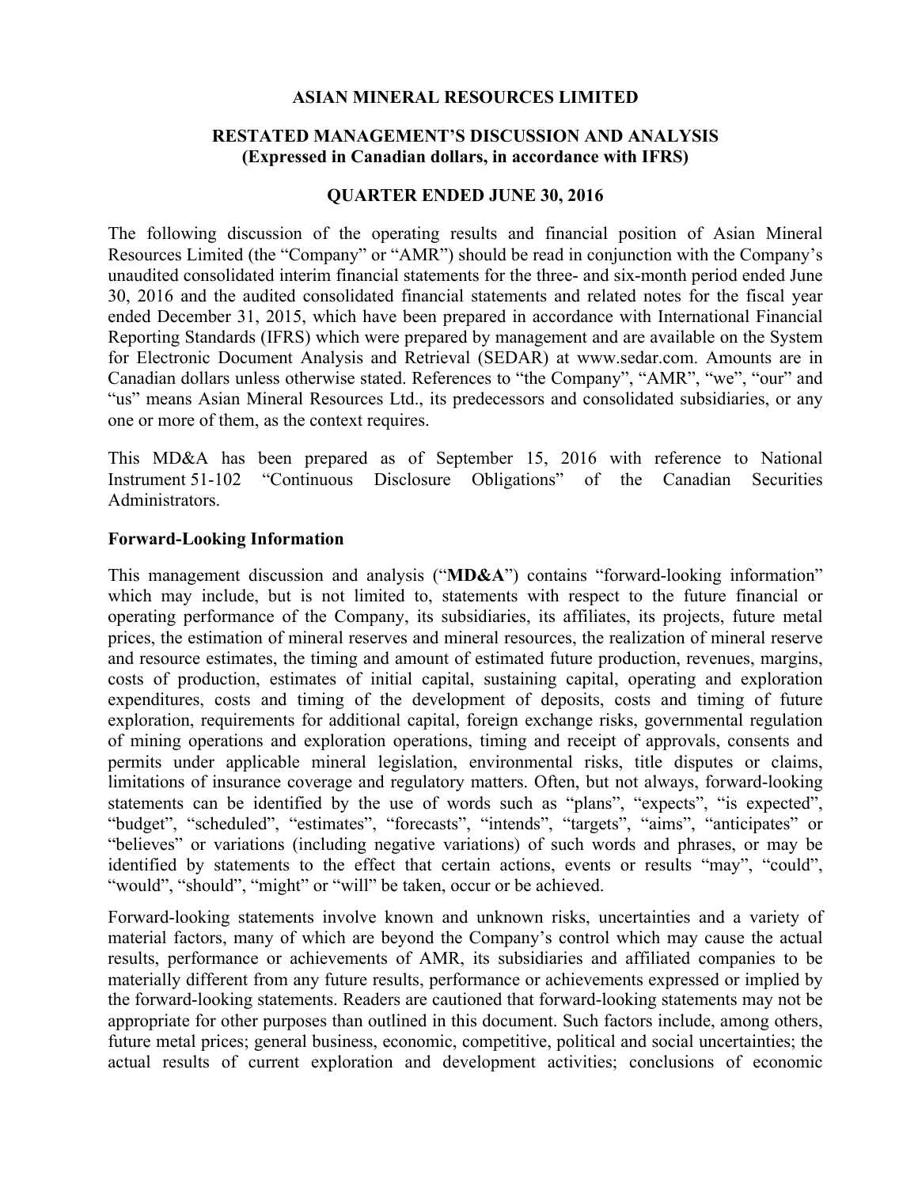# ASIAN MINERAL RESOURCES LIMITED

## RESTATED MANAGEMENT'S DISCUSSION AND ANALYSIS
**(Expressed in Canadian dollars, in accordance with IFRS)**

## QUARTER ENDED JUNE 30, 2016

The following discussion of the operating results and financial position of Asian Mineral Resources Limited (the "Company" or "AMR") should be read in conjunction with the Company's unaudited consolidated interim financial statements for the three- and six-month period ended June 30, 2016 and the audited consolidated financial statements and related notes for the fiscal year ended December 31, 2015, which have been prepared in accordance with International Financial Reporting Standards (IFRS) which were prepared by management and are available on the System for Electronic Document Analysis and Retrieval (SEDAR) at www.sedar.com. Amounts are in Canadian dollars unless otherwise stated. References to "the Company", "AMR", "we", "our" and "us" means Asian Mineral Resources Ltd., its predecessors and consolidated subsidiaries, or any one or more of them, as the context requires.

This MD&A has been prepared as of September 15, 2016 with reference to National Instrument 51-102 "Continuous Disclosure Obligations" of the Canadian Securities Administrators.

### Forward-Looking Information

This management discussion and analysis ("**MD&A**") contains "forward-looking information" which may include, but is not limited to, statements with respect to the future financial or operating performance of the Company, its subsidiaries, its affiliates, its projects, future metal prices, the estimation of mineral reserves and mineral resources, the realization of mineral reserve and resource estimates, the timing and amount of estimated future production, revenues, margins, costs of production, estimates of initial capital, sustaining capital, operating and exploration expenditures, costs and timing of the development of deposits, costs and timing of future exploration, requirements for additional capital, foreign exchange risks, governmental regulation of mining operations and exploration operations, timing and receipt of approvals, consents and permits under applicable mineral legislation, environmental risks, title disputes or claims, limitations of insurance coverage and regulatory matters. Often, but not always, forward-looking statements can be identified by the use of words such as "plans", "expects", "is expected", "budget", "scheduled", "estimates", "forecasts", "intends", "targets", "aims", "anticipates" or "believes" or variations (including negative variations) of such words and phrases, or may be identified by statements to the effect that certain actions, events or results "may", "could", "would", "should", "might" or "will" be taken, occur or be achieved.

Forward-looking statements involve known and unknown risks, uncertainties and a variety of material factors, many of which are beyond the Company's control which may cause the actual results, performance or achievements of AMR, its subsidiaries and affiliated companies to be materially different from any future results, performance or achievements expressed or implied by the forward-looking statements. Readers are cautioned that forward-looking statements may not be appropriate for other purposes than outlined in this document. Such factors include, among others, future metal prices; general business, economic, competitive, political and social uncertainties; the actual results of current exploration and development activities; conclusions of economic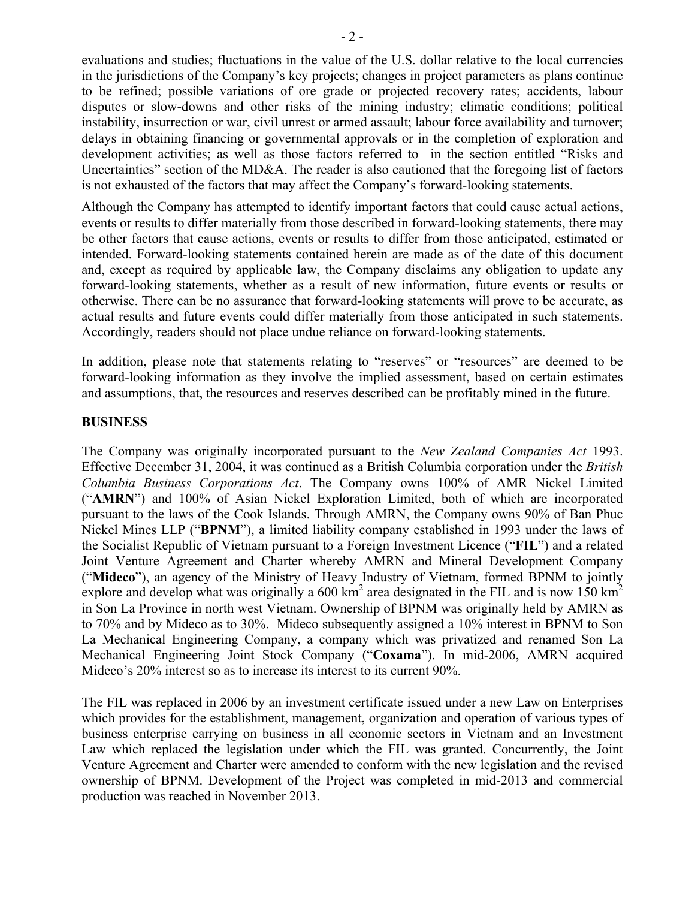evaluations and studies; fluctuations in the value of the U.S. dollar relative to the local currencies in the jurisdictions of the Company's key projects; changes in project parameters as plans continue to be refined; possible variations of ore grade or projected recovery rates; accidents, labour disputes or slow-downs and other risks of the mining industry; climatic conditions; political instability, insurrection or war, civil unrest or armed assault; labour force availability and turnover; delays in obtaining financing or governmental approvals or in the completion of exploration and development activities; as well as those factors referred to in the section entitled "Risks and Uncertainties" section of the MD&A. The reader is also cautioned that the foregoing list of factors is not exhausted of the factors that may affect the Company's forward-looking statements.

Although the Company has attempted to identify important factors that could cause actual actions, events or results to differ materially from those described in forward-looking statements, there may be other factors that cause actions, events or results to differ from those anticipated, estimated or intended. Forward-looking statements contained herein are made as of the date of this document and, except as required by applicable law, the Company disclaims any obligation to update any forward-looking statements, whether as a result of new information, future events or results or otherwise. There can be no assurance that forward-looking statements will prove to be accurate, as actual results and future events could differ materially from those anticipated in such statements. Accordingly, readers should not place undue reliance on forward-looking statements.

In addition, please note that statements relating to "reserves" or "resources" are deemed to be forward-looking information as they involve the implied assessment, based on certain estimates and assumptions, that, the resources and reserves described can be profitably mined in the future.

**BUSINESS**

The Company was originally incorporated pursuant to the *New Zealand Companies Act* 1993. Effective December 31, 2004, it was continued as a British Columbia corporation under the *British Columbia Business Corporations Act*. The Company owns 100% of AMR Nickel Limited ("**AMRN**") and 100% of Asian Nickel Exploration Limited, both of which are incorporated pursuant to the laws of the Cook Islands. Through AMRN, the Company owns 90% of Ban Phuc Nickel Mines LLP ("**BPNM**"), a limited liability company established in 1993 under the laws of the Socialist Republic of Vietnam pursuant to a Foreign Investment Licence ("**FIL**") and a related Joint Venture Agreement and Charter whereby AMRN and Mineral Development Company ("**Mideco**"), an agency of the Ministry of Heavy Industry of Vietnam, formed BPNM to jointly explore and develop what was originally a 600 $km^2$ area designated in the FIL and is now 150 $km^2$ in Son La Province in north west Vietnam. Ownership of BPNM was originally held by AMRN as to 70% and by Mideco as to 30%. Mideco subsequently assigned a 10% interest in BPNM to Son La Mechanical Engineering Company, a company which was privatized and renamed Son La Mechanical Engineering Joint Stock Company ("**Coxama**"). In mid-2006, AMRN acquired Mideco's 20% interest so as to increase its interest to its current 90%.

The FIL was replaced in 2006 by an investment certificate issued under a new Law on Enterprises which provides for the establishment, management, organization and operation of various types of business enterprise carrying on business in all economic sectors in Vietnam and an Investment Law which replaced the legislation under which the FIL was granted. Concurrently, the Joint Venture Agreement and Charter were amended to conform with the new legislation and the revised ownership of BPNM. Development of the Project was completed in mid-2013 and commercial production was reached in November 2013.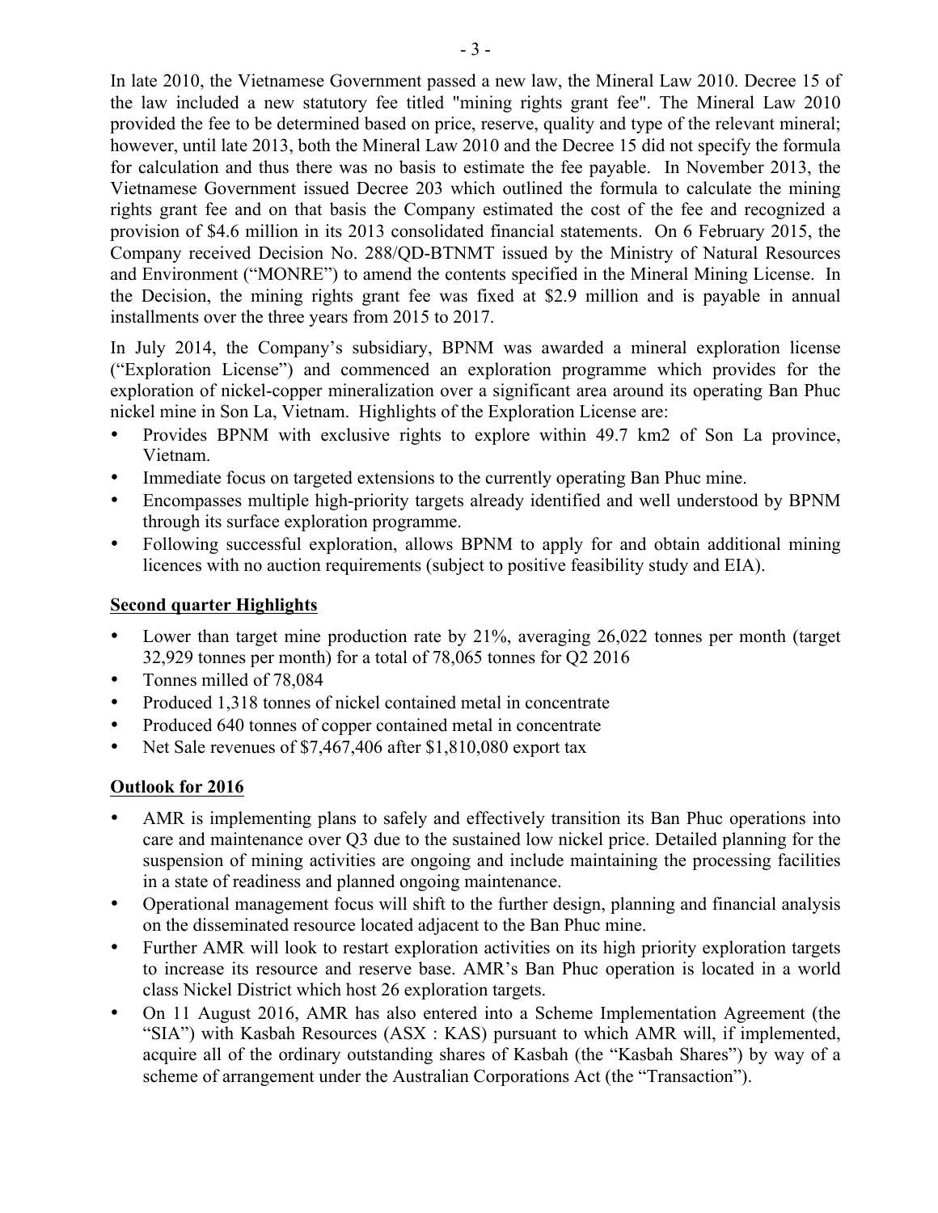In late 2010, the Vietnamese Government passed a new law, the Mineral Law 2010. Decree 15 of the law included a new statutory fee titled "mining rights grant fee". The Mineral Law 2010 provided the fee to be determined based on price, reserve, quality and type of the relevant mineral; however, until late 2013, both the Mineral Law 2010 and the Decree 15 did not specify the formula for calculation and thus there was no basis to estimate the fee payable. In November 2013, the Vietnamese Government issued Decree 203 which outlined the formula to calculate the mining rights grant fee and on that basis the Company estimated the cost of the fee and recognized a provision of $4.6 million in its 2013 consolidated financial statements. On 6 February 2015, the Company received Decision No. 288/QD-BTNMT issued by the Ministry of Natural Resources and Environment ("MONRE") to amend the contents specified in the Mineral Mining License. In the Decision, the mining rights grant fee was fixed at $2.9 million and is payable in annual installments over the three years from 2015 to 2017.

In July 2014, the Company's subsidiary, BPNM was awarded a mineral exploration license ("Exploration License") and commenced an exploration programme which provides for the exploration of nickel-copper mineralization over a significant area around its operating Ban Phuc nickel mine in Son La, Vietnam. Highlights of the Exploration License are:

- Provides BPNM with exclusive rights to explore within 49.7 km2 of Son La province, Vietnam.
- Immediate focus on targeted extensions to the currently operating Ban Phuc mine.
- Encompasses multiple high-priority targets already identified and well understood by BPNM through its surface exploration programme.
- Following successful exploration, allows BPNM to apply for and obtain additional mining licences with no auction requirements (subject to positive feasibility study and EIA).

## Second quarter Highlights

- Lower than target mine production rate by 21%, averaging 26,022 tonnes per month (target 32,929 tonnes per month) for a total of 78,065 tonnes for Q2 2016
- Tonnes milled of 78,084
- Produced 1,318 tonnes of nickel contained metal in concentrate
- Produced 640 tonnes of copper contained metal in concentrate
- Net Sale revenues of $7,467,406 after $1,810,080 export tax

## Outlook for 2016

- AMR is implementing plans to safely and effectively transition its Ban Phuc operations into care and maintenance over Q3 due to the sustained low nickel price. Detailed planning for the suspension of mining activities are ongoing and include maintaining the processing facilities in a state of readiness and planned ongoing maintenance.
- Operational management focus will shift to the further design, planning and financial analysis on the disseminated resource located adjacent to the Ban Phuc mine.
- Further AMR will look to restart exploration activities on its high priority exploration targets to increase its resource and reserve base. AMR's Ban Phuc operation is located in a world class Nickel District which host 26 exploration targets.
- On 11 August 2016, AMR has also entered into a Scheme Implementation Agreement (the "SIA") with Kasbah Resources (ASX : KAS) pursuant to which AMR will, if implemented, acquire all of the ordinary outstanding shares of Kasbah (the "Kasbah Shares") by way of a scheme of arrangement under the Australian Corporations Act (the "Transaction").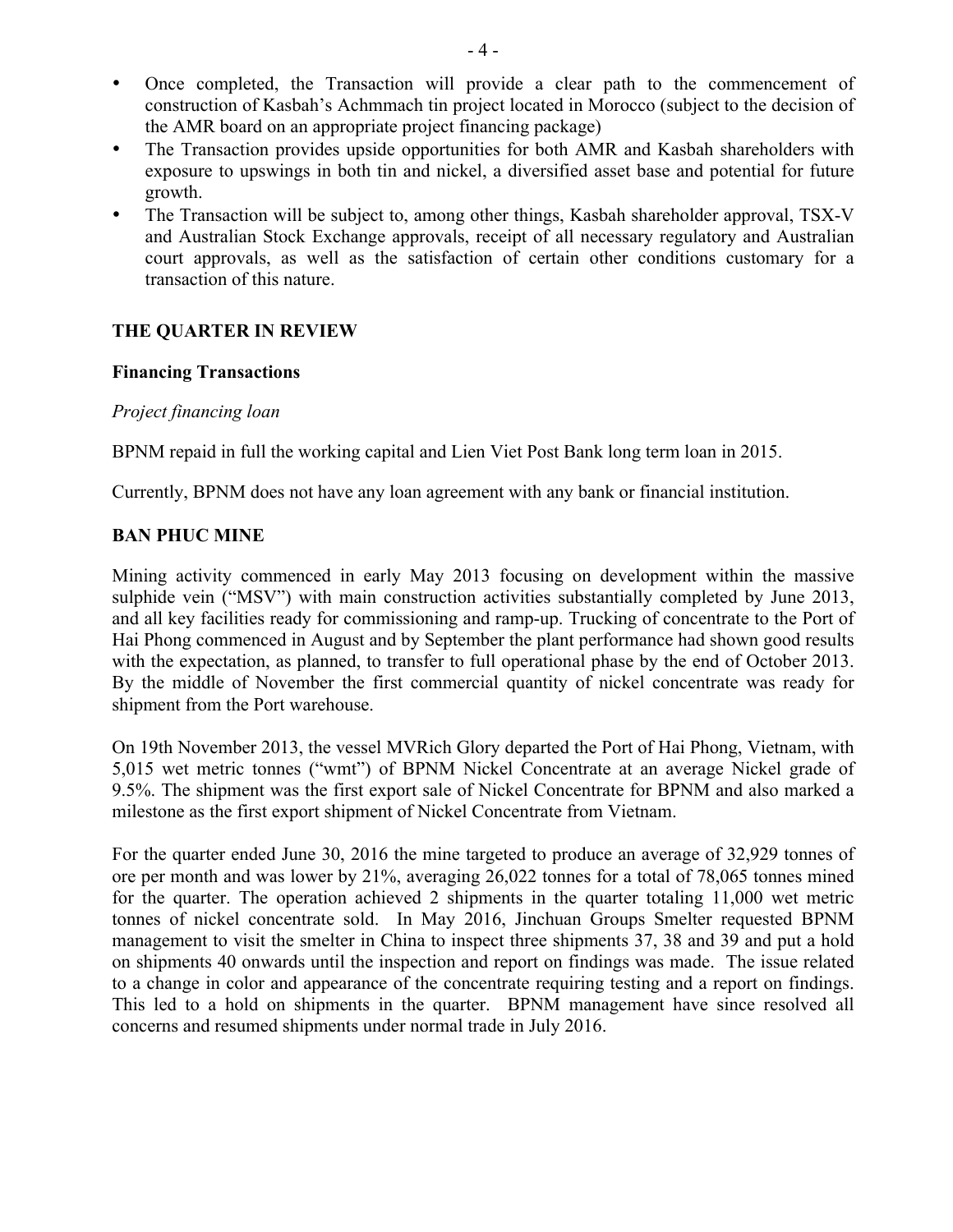- Once completed, the Transaction will provide a clear path to the commencement of construction of Kasbah's Achmmach tin project located in Morocco (subject to the decision of the AMR board on an appropriate project financing package)
- The Transaction provides upside opportunities for both AMR and Kasbah shareholders with exposure to upswings in both tin and nickel, a diversified asset base and potential for future growth.
- The Transaction will be subject to, among other things, Kasbah shareholder approval, TSX-V and Australian Stock Exchange approvals, receipt of all necessary regulatory and Australian court approvals, as well as the satisfaction of certain other conditions customary for a transaction of this nature.

## THE QUARTER IN REVIEW

### Financing Transactions

*Project financing loan*

BPNM repaid in full the working capital and Lien Viet Post Bank long term loan in 2015.

Currently, BPNM does not have any loan agreement with any bank or financial institution.

## BAN PHUC MINE

Mining activity commenced in early May 2013 focusing on development within the massive sulphide vein ("MSV") with main construction activities substantially completed by June 2013, and all key facilities ready for commissioning and ramp-up. Trucking of concentrate to the Port of Hai Phong commenced in August and by September the plant performance had shown good results with the expectation, as planned, to transfer to full operational phase by the end of October 2013. By the middle of November the first commercial quantity of nickel concentrate was ready for shipment from the Port warehouse.

On 19th November 2013, the vessel MVRich Glory departed the Port of Hai Phong, Vietnam, with 5,015 wet metric tonnes ("wmt") of BPNM Nickel Concentrate at an average Nickel grade of 9.5%. The shipment was the first export sale of Nickel Concentrate for BPNM and also marked a milestone as the first export shipment of Nickel Concentrate from Vietnam.

For the quarter ended June 30, 2016 the mine targeted to produce an average of 32,929 tonnes of ore per month and was lower by 21%, averaging 26,022 tonnes for a total of 78,065 tonnes mined for the quarter. The operation achieved 2 shipments in the quarter totaling 11,000 wet metric tonnes of nickel concentrate sold. In May 2016, Jinchuan Groups Smelter requested BPNM management to visit the smelter in China to inspect three shipments 37, 38 and 39 and put a hold on shipments 40 onwards until the inspection and report on findings was made. The issue related to a change in color and appearance of the concentrate requiring testing and a report on findings. This led to a hold on shipments in the quarter. BPNM management have since resolved all concerns and resumed shipments under normal trade in July 2016.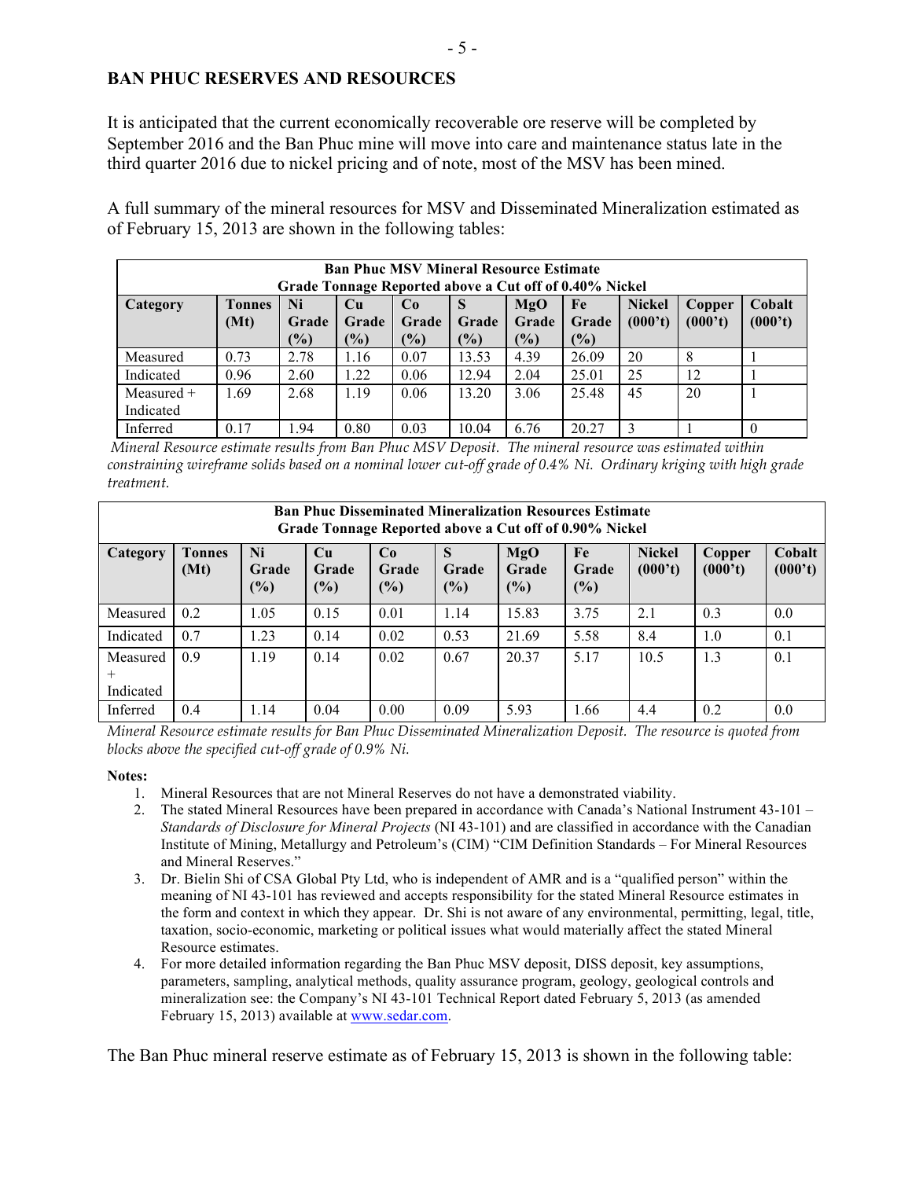## BAN PHUC RESERVES AND RESOURCES

It is anticipated that the current economically recoverable ore reserve will be completed by September 2016 and the Ban Phuc mine will move into care and maintenance status late in the third quarter 2016 due to nickel pricing and of note, most of the MSV has been mined.

A full summary of the mineral resources for MSV and Disseminated Mineralization estimated as of February 15, 2013 are shown in the following tables:

| **Ban Phuc MSV Mineral Resource Estimate Grade Tonnage Reported above a Cut off of 0.40% Nickel** | | | | | | | | | | |
|---|---|---|---|---|---|---|---|---|---|---|
| **Category** | **Tonnes (Mt)** | **Ni Grade (%)** | **Cu Grade (%)** | **Co Grade (%)** | **S Grade (%)** | **MgO Grade (%)** | **Fe Grade (%)** | **Nickel (000't)** | **Copper (000't)** | **Cobalt (000't)** |
| Measured | 0.73 | 2.78 | 1.16 | 0.07 | 13.53 | 4.39 | 26.09 | 20 | 8 | 1 |
| Indicated | 0.96 | 2.60 | 1.22 | 0.06 | 12.94 | 2.04 | 25.01 | 25 | 12 | 1 |
| Measured + Indicated | 1.69 | 2.68 | 1.19 | 0.06 | 13.20 | 3.06 | 25.48 | 45 | 20 | 1 |
| Inferred | 0.17 | 1.94 | 0.80 | 0.03 | 10.04 | 6.76 | 20.27 | 3 | 1 | 0 |

*Mineral Resource estimate results from Ban Phuc MSV Deposit. The mineral resource was estimated within constraining wireframe solids based on a nominal lower cut-off grade of 0.4% Ni. Ordinary kriging with high grade treatment.*

| **Ban Phuc Disseminated Mineralization Resources Estimate Grade Tonnage Reported above a Cut off of 0.90% Nickel** | | | | | | | | | | |
|---|---|---|---|---|---|---|---|---|---|---|
| **Category** | **Tonnes (Mt)** | **Ni Grade (%)** | **Cu Grade (%)** | **Co Grade (%)** | **S Grade (%)** | **MgO Grade (%)** | **Fe Grade (%)** | **Nickel (000't)** | **Copper (000't)** | **Cobalt (000't)** |
| Measured | 0.2 | 1.05 | 0.15 | 0.01 | 1.14 | 15.83 | 3.75 | 2.1 | 0.3 | 0.0 |
| Indicated | 0.7 | 1.23 | 0.14 | 0.02 | 0.53 | 21.69 | 5.58 | 8.4 | 1.0 | 0.1 |
| Measured + Indicated | 0.9 | 1.19 | 0.14 | 0.02 | 0.67 | 20.37 | 5.17 | 10.5 | 1.3 | 0.1 |
| Inferred | 0.4 | 1.14 | 0.04 | 0.00 | 0.09 | 5.93 | 1.66 | 4.4 | 0.2 | 0.0 |

*Mineral Resource estimate results for Ban Phuc Disseminated Mineralization Deposit. The resource is quoted from blocks above the specified cut-off grade of 0.9% Ni.*

**Notes:**

1. Mineral Resources that are not Mineral Reserves do not have a demonstrated viability.
2. The stated Mineral Resources have been prepared in accordance with Canada's National Instrument 43-101 – *Standards of Disclosure for Mineral Projects* (NI 43-101) and are classified in accordance with the Canadian Institute of Mining, Metallurgy and Petroleum's (CIM) "CIM Definition Standards – For Mineral Resources and Mineral Reserves."
3. Dr. Bielin Shi of CSA Global Pty Ltd, who is independent of AMR and is a "qualified person" within the meaning of NI 43-101 has reviewed and accepts responsibility for the stated Mineral Resource estimates in the form and context in which they appear. Dr. Shi is not aware of any environmental, permitting, legal, title, taxation, socio-economic, marketing or political issues what would materially affect the stated Mineral Resource estimates.
4. For more detailed information regarding the Ban Phuc MSV deposit, DISS deposit, key assumptions, parameters, sampling, analytical methods, quality assurance program, geology, geological controls and mineralization see: the Company's NI 43-101 Technical Report dated February 5, 2013 (as amended February 15, 2013) available at www.sedar.com.

The Ban Phuc mineral reserve estimate as of February 15, 2013 is shown in the following table: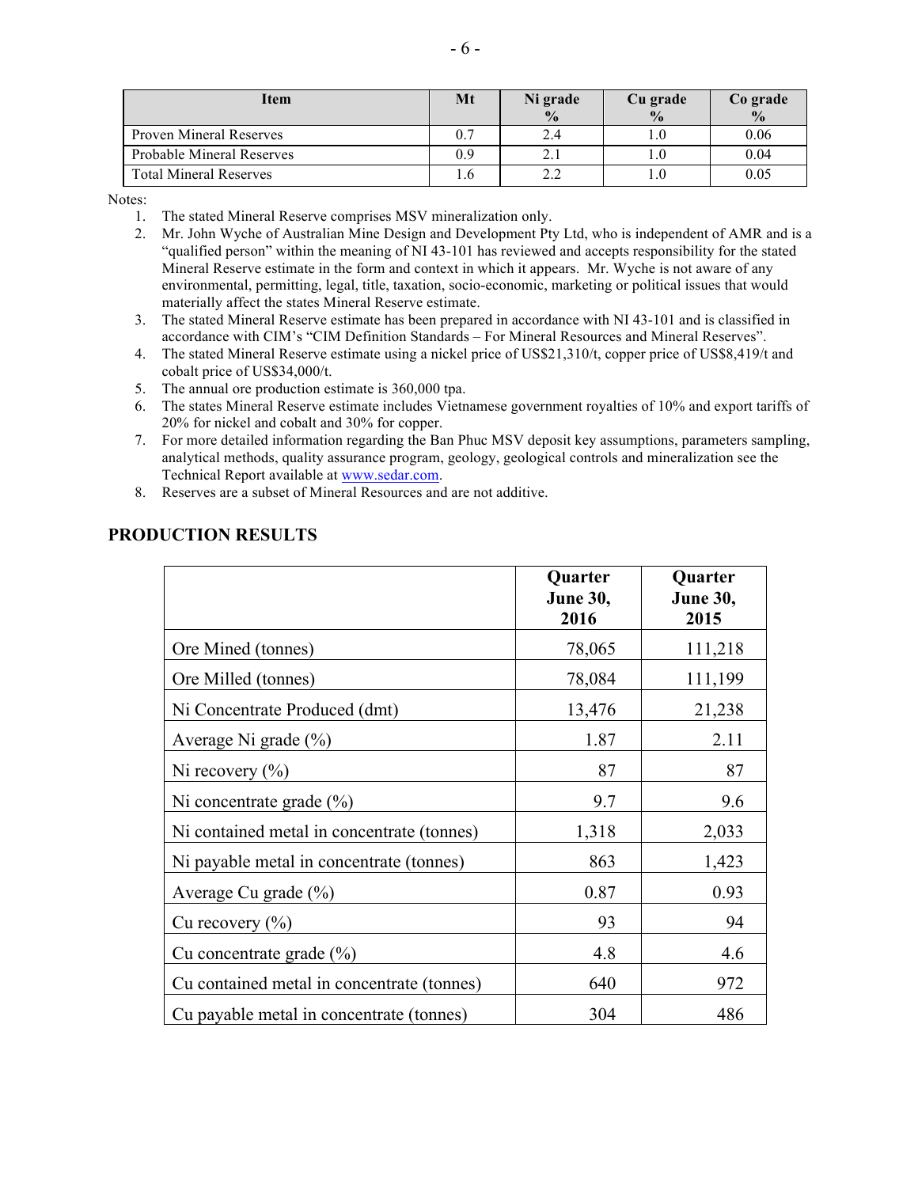| Item | Mt | Ni grade % | Cu grade % | Co grade % |
|---|---|---|---|---|
| Proven Mineral Reserves | 0.7 | 2.4 | 1.0 | 0.06 |
| Probable Mineral Reserves | 0.9 | 2.1 | 1.0 | 0.04 |
| Total Mineral Reserves | 1.6 | 2.2 | 1.0 | 0.05 |

Notes:

1. The stated Mineral Reserve comprises MSV mineralization only.
2. Mr. John Wyche of Australian Mine Design and Development Pty Ltd, who is independent of AMR and is a "qualified person" within the meaning of NI 43-101 has reviewed and accepts responsibility for the stated Mineral Reserve estimate in the form and context in which it appears. Mr. Wyche is not aware of any environmental, permitting, legal, title, taxation, socio-economic, marketing or political issues that would materially affect the states Mineral Reserve estimate.
3. The stated Mineral Reserve estimate has been prepared in accordance with NI 43-101 and is classified in accordance with CIM's "CIM Definition Standards – For Mineral Resources and Mineral Reserves".
4. The stated Mineral Reserve estimate using a nickel price of US$21,310/t, copper price of US$8,419/t and cobalt price of US$34,000/t.
5. The annual ore production estimate is 360,000 tpa.
6. The states Mineral Reserve estimate includes Vietnamese government royalties of 10% and export tariffs of 20% for nickel and cobalt and 30% for copper.
7. For more detailed information regarding the Ban Phuc MSV deposit key assumptions, parameters sampling, analytical methods, quality assurance program, geology, geological controls and mineralization see the Technical Report available at www.sedar.com.
8. Reserves are a subset of Mineral Resources and are not additive.

## PRODUCTION RESULTS

| | Quarter June 30, 2016 | Quarter June 30, 2015 |
|---|---|---|
| Ore Mined (tonnes) | 78,065 | 111,218 |
| Ore Milled (tonnes) | 78,084 | 111,199 |
| Ni Concentrate Produced (dmt) | 13,476 | 21,238 |
| Average Ni grade (%) | 1.87 | 2.11 |
| Ni recovery (%) | 87 | 87 |
| Ni concentrate grade (%) | 9.7 | 9.6 |
| Ni contained metal in concentrate (tonnes) | 1,318 | 2,033 |
| Ni payable metal in concentrate (tonnes) | 863 | 1,423 |
| Average Cu grade (%) | 0.87 | 0.93 |
| Cu recovery (%) | 93 | 94 |
| Cu concentrate grade (%) | 4.8 | 4.6 |
| Cu contained metal in concentrate (tonnes) | 640 | 972 |
| Cu payable metal in concentrate (tonnes) | 304 | 486 |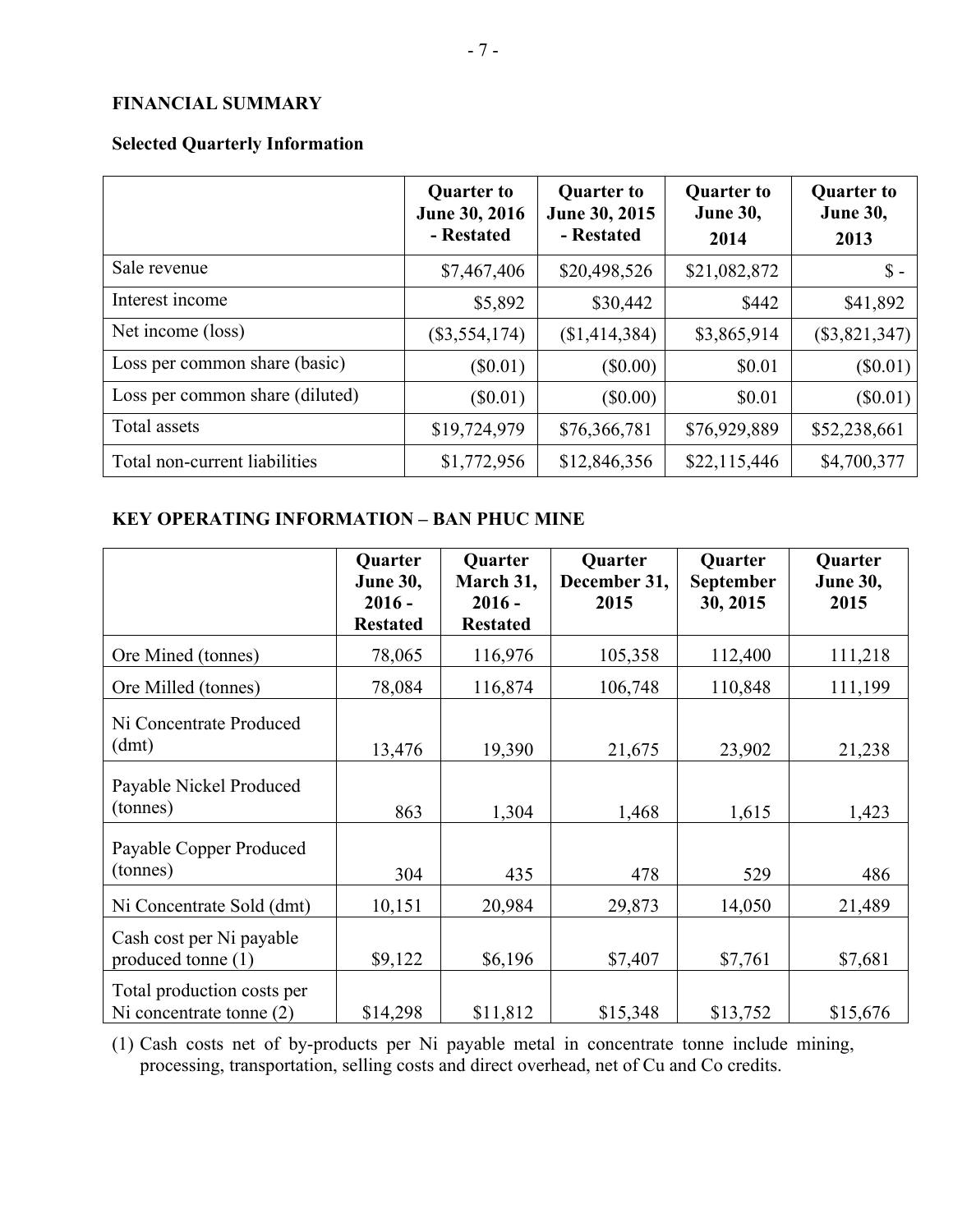## FINANCIAL SUMMARY

### Selected Quarterly Information

| | Quarter to June 30, 2016 - Restated | Quarter to June 30, 2015 - Restated | Quarter to June 30, 2014 | Quarter to June 30, 2013 |
|---|---|---|---|---|
| Sale revenue | $7,467,406 | $20,498,526 | $21,082,872 | $ - |
| Interest income | $5,892 | $30,442 | $442 | $41,892 |
| Net income (loss) | ($3,554,174) | ($1,414,384) | $3,865,914 | ($3,821,347) |
| Loss per common share (basic) | ($0.01) | ($0.00) | $0.01 | ($0.01) |
| Loss per common share (diluted) | ($0.01) | ($0.00) | $0.01 | ($0.01) |
| Total assets | $19,724,979 | $76,366,781 | $76,929,889 | $52,238,661 |
| Total non-current liabilities | $1,772,956 | $12,846,356 | $22,115,446 | $4,700,377 |

## KEY OPERATING INFORMATION – BAN PHUC MINE

| | Quarter June 30, 2016 - Restated | Quarter March 31, 2016 - Restated | Quarter December 31, 2015 | Quarter September 30, 2015 | Quarter June 30, 2015 |
|---|---|---|---|---|---|
| Ore Mined (tonnes) | 78,065 | 116,976 | 105,358 | 112,400 | 111,218 |
| Ore Milled (tonnes) | 78,084 | 116,874 | 106,748 | 110,848 | 111,199 |
| Ni Concentrate Produced (dmt) | 13,476 | 19,390 | 21,675 | 23,902 | 21,238 |
| Payable Nickel Produced (tonnes) | 863 | 1,304 | 1,468 | 1,615 | 1,423 |
| Payable Copper Produced (tonnes) | 304 | 435 | 478 | 529 | 486 |
| Ni Concentrate Sold (dmt) | 10,151 | 20,984 | 29,873 | 14,050 | 21,489 |
| Cash cost per Ni payable produced tonne (1) | $9,122 | $6,196 | $7,407 | $7,761 | $7,681 |
| Total production costs per Ni concentrate tonne (2) | $14,298 | $11,812 | $15,348 | $13,752 | $15,676 |

(1) Cash costs net of by-products per Ni payable metal in concentrate tonne include mining, processing, transportation, selling costs and direct overhead, net of Cu and Co credits.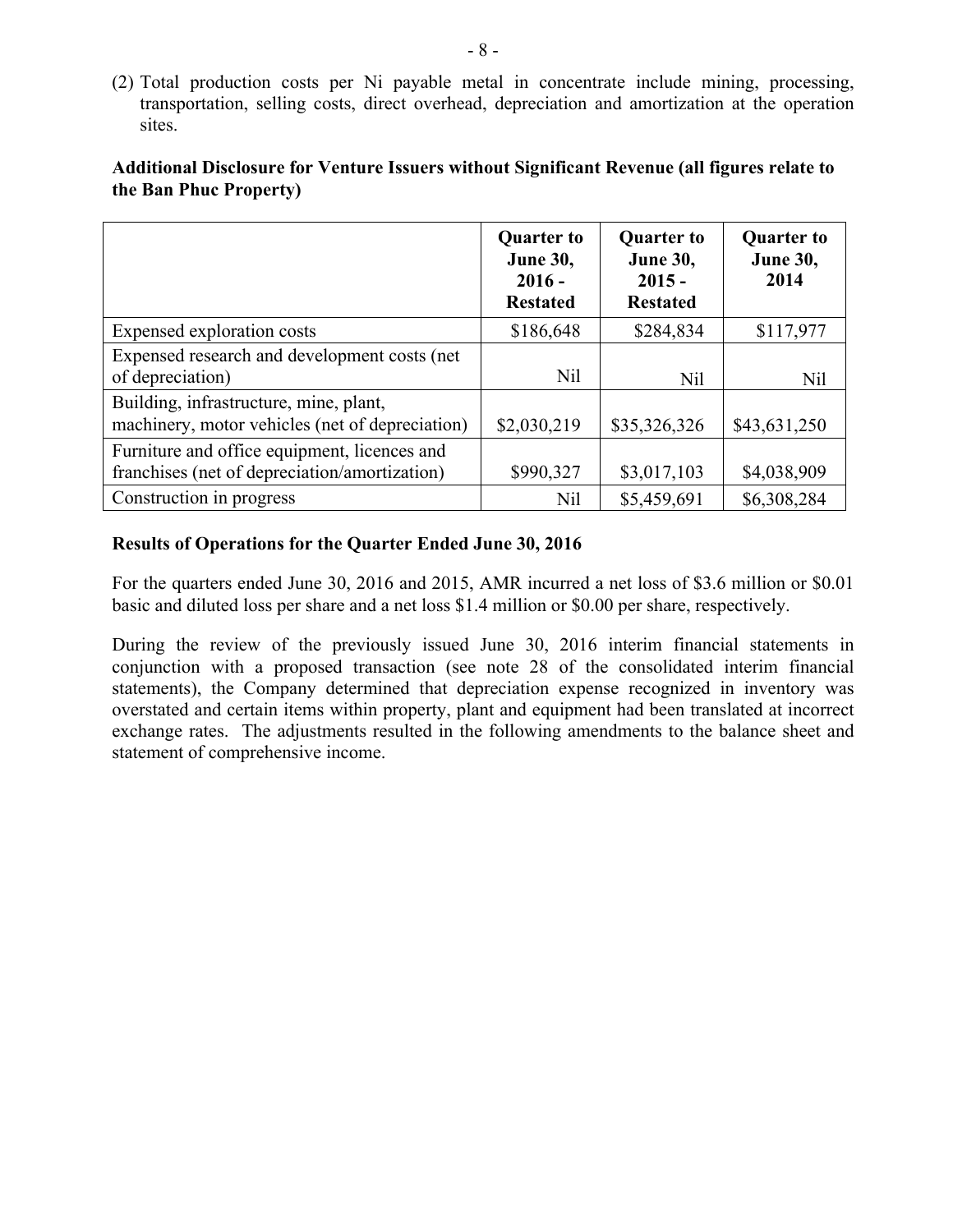(2) Total production costs per Ni payable metal in concentrate include mining, processing, transportation, selling costs, direct overhead, depreciation and amortization at the operation sites.

**Additional Disclosure for Venture Issuers without Significant Revenue (all figures relate to the Ban Phuc Property)**

| | **Quarter to June 30, 2016 - Restated** | **Quarter to June 30, 2015 - Restated** | **Quarter to June 30, 2014** |
|---|---|---|---|
| Expensed exploration costs | $186,648 | $284,834 | $117,977 |
| Expensed research and development costs (net of depreciation) | Nil | Nil | Nil |
| Building, infrastructure, mine, plant, machinery, motor vehicles (net of depreciation) | $2,030,219 | $35,326,326 | $43,631,250 |
| Furniture and office equipment, licences and franchises (net of depreciation/amortization) | $990,327 | $3,017,103 | $4,038,909 |
| Construction in progress | Nil | $5,459,691 | $6,308,284 |

**Results of Operations for the Quarter Ended June 30, 2016**

For the quarters ended June 30, 2016 and 2015, AMR incurred a net loss of $3.6 million or $0.01 basic and diluted loss per share and a net loss $1.4 million or $0.00 per share, respectively.

During the review of the previously issued June 30, 2016 interim financial statements in conjunction with a proposed transaction (see note 28 of the consolidated interim financial statements), the Company determined that depreciation expense recognized in inventory was overstated and certain items within property, plant and equipment had been translated at incorrect exchange rates. The adjustments resulted in the following amendments to the balance sheet and statement of comprehensive income.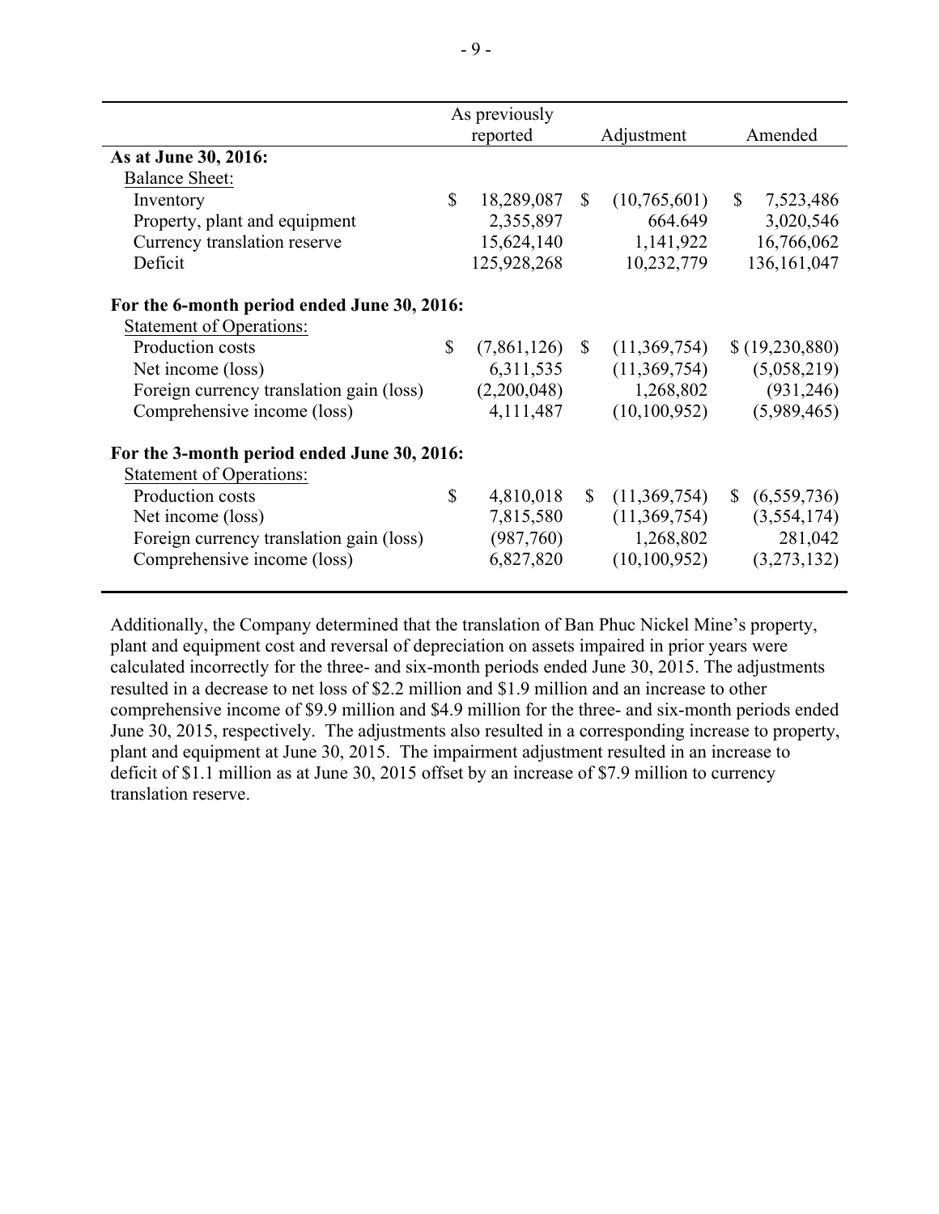| | As previously reported | Adjustment | Amended |
|---|---|---|---|
| **As at June 30, 2016:** | | | |
| Balance Sheet: | | | |
| Inventory | $ 18,289,087 | $ (10,765,601) | $ 7,523,486 |
| Property, plant and equipment | 2,355,897 | 664.649 | 3,020,546 |
| Currency translation reserve | 15,624,140 | 1,141,922 | 16,766,062 |
| Deficit | 125,928,268 | 10,232,779 | 136,161,047 |
| **For the 6-month period ended June 30, 2016:** | | | |
| Statement of Operations: | | | |
| Production costs | $ (7,861,126) | $ (11,369,754) | $ (19,230,880) |
| Net income (loss) | 6,311,535 | (11,369,754) | (5,058,219) |
| Foreign currency translation gain (loss) | (2,200,048) | 1,268,802 | (931,246) |
| Comprehensive income (loss) | 4,111,487 | (10,100,952) | (5,989,465) |
| **For the 3-month period ended June 30, 2016:** | | | |
| Statement of Operations: | | | |
| Production costs | $ 4,810,018 | $ (11,369,754) | $ (6,559,736) |
| Net income (loss) | 7,815,580 | (11,369,754) | (3,554,174) |
| Foreign currency translation gain (loss) | (987,760) | 1,268,802 | 281,042 |
| Comprehensive income (loss) | 6,827,820 | (10,100,952) | (3,273,132) |

Additionally, the Company determined that the translation of Ban Phuc Nickel Mine's property, plant and equipment cost and reversal of depreciation on assets impaired in prior years were calculated incorrectly for the three- and six-month periods ended June 30, 2015. The adjustments resulted in a decrease to net loss of $2.2 million and $1.9 million and an increase to other comprehensive income of $9.9 million and $4.9 million for the three- and six-month periods ended June 30, 2015, respectively. The adjustments also resulted in a corresponding increase to property, plant and equipment at June 30, 2015. The impairment adjustment resulted in an increase to deficit of $1.1 million as at June 30, 2015 offset by an increase of $7.9 million to currency translation reserve.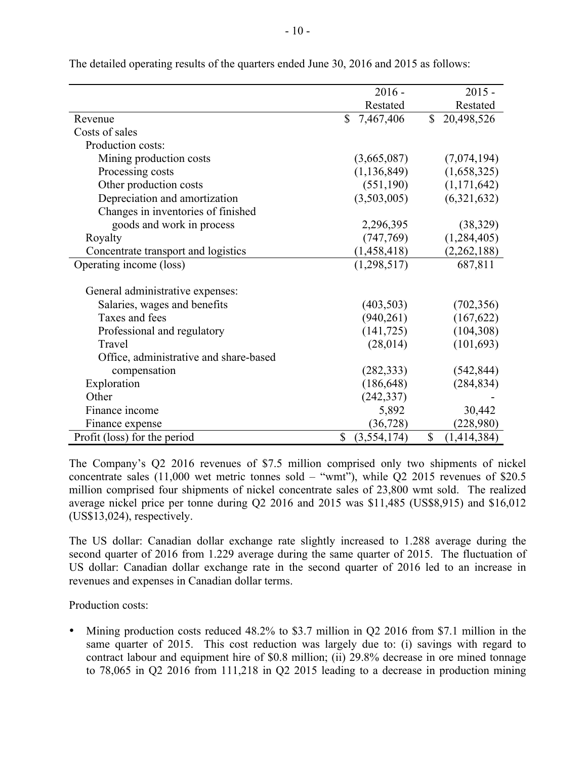The detailed operating results of the quarters ended June 30, 2016 and 2015 as follows:

| | 2016 - Restated | 2015 - Restated |
|---|---|---|
| Revenue | $ 7,467,406 | $ 20,498,526 |
| Costs of sales | | |
| Production costs: | | |
| Mining production costs | (3,665,087) | (7,074,194) |
| Processing costs | (1,136,849) | (1,658,325) |
| Other production costs | (551,190) | (1,171,642) |
| Depreciation and amortization | (3,503,005) | (6,321,632) |
| Changes in inventories of finished goods and work in process | 2,296,395 | (38,329) |
| Royalty | (747,769) | (1,284,405) |
| Concentrate transport and logistics | (1,458,418) | (2,262,188) |
| Operating income (loss) | (1,298,517) | 687,811 |
| General administrative expenses: | | |
| Salaries, wages and benefits | (403,503) | (702,356) |
| Taxes and fees | (940,261) | (167,622) |
| Professional and regulatory | (141,725) | (104,308) |
| Travel | (28,014) | (101,693) |
| Office, administrative and share-based compensation | (282,333) | (542,844) |
| Exploration | (186,648) | (284,834) |
| Other | (242,337) | - |
| Finance income | 5,892 | 30,442 |
| Finance expense | (36,728) | (228,980) |
| Profit (loss) for the period | $ (3,554,174) | $ (1,414,384) |

The Company's Q2 2016 revenues of $7.5 million comprised only two shipments of nickel concentrate sales (11,000 wet metric tonnes sold – "wmt"), while Q2 2015 revenues of $20.5 million comprised four shipments of nickel concentrate sales of 23,800 wmt sold. The realized average nickel price per tonne during Q2 2016 and 2015 was $11,485 (US$8,915) and $16,012 (US$13,024), respectively.

The US dollar: Canadian dollar exchange rate slightly increased to 1.288 average during the second quarter of 2016 from 1.229 average during the same quarter of 2015. The fluctuation of US dollar: Canadian dollar exchange rate in the second quarter of 2016 led to an increase in revenues and expenses in Canadian dollar terms.

Production costs:

- Mining production costs reduced 48.2% to $3.7 million in Q2 2016 from $7.1 million in the same quarter of 2015. This cost reduction was largely due to: (i) savings with regard to contract labour and equipment hire of $0.8 million; (ii) 29.8% decrease in ore mined tonnage to 78,065 in Q2 2016 from 111,218 in Q2 2015 leading to a decrease in production mining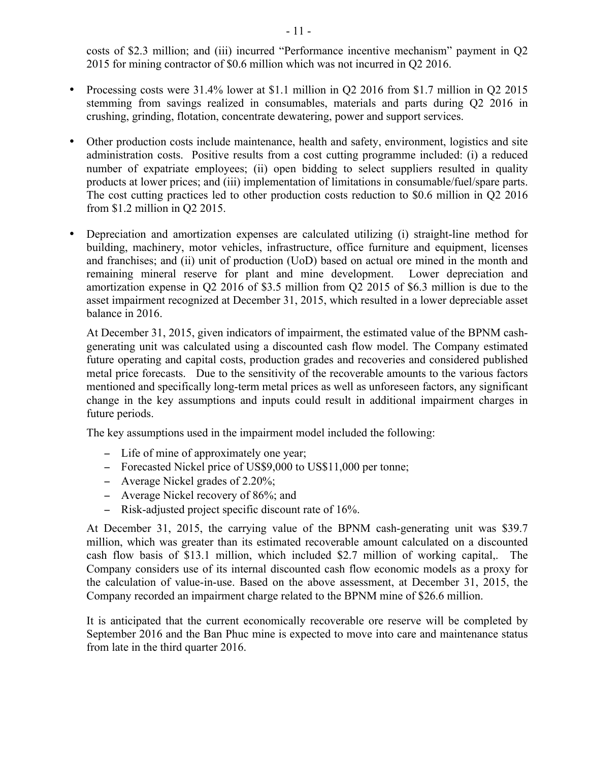costs of $2.3 million; and (iii) incurred "Performance incentive mechanism" payment in Q2 2015 for mining contractor of $0.6 million which was not incurred in Q2 2016.

- Processing costs were 31.4% lower at $1.1 million in Q2 2016 from $1.7 million in Q2 2015 stemming from savings realized in consumables, materials and parts during Q2 2016 in crushing, grinding, flotation, concentrate dewatering, power and support services.

- Other production costs include maintenance, health and safety, environment, logistics and site administration costs. Positive results from a cost cutting programme included: (i) a reduced number of expatriate employees; (ii) open bidding to select suppliers resulted in quality products at lower prices; and (iii) implementation of limitations in consumable/fuel/spare parts. The cost cutting practices led to other production costs reduction to $0.6 million in Q2 2016 from $1.2 million in Q2 2015.

- Depreciation and amortization expenses are calculated utilizing (i) straight-line method for building, machinery, motor vehicles, infrastructure, office furniture and equipment, licenses and franchises; and (ii) unit of production (UoD) based on actual ore mined in the month and remaining mineral reserve for plant and mine development. Lower depreciation and amortization expense in Q2 2016 of $3.5 million from Q2 2015 of $6.3 million is due to the asset impairment recognized at December 31, 2015, which resulted in a lower depreciable asset balance in 2016.

  At December 31, 2015, given indicators of impairment, the estimated value of the BPNM cash-generating unit was calculated using a discounted cash flow model. The Company estimated future operating and capital costs, production grades and recoveries and considered published metal price forecasts. Due to the sensitivity of the recoverable amounts to the various factors mentioned and specifically long-term metal prices as well as unforeseen factors, any significant change in the key assumptions and inputs could result in additional impairment charges in future periods.

  The key assumptions used in the impairment model included the following:

  - Life of mine of approximately one year;
  - Forecasted Nickel price of US$9,000 to US$11,000 per tonne;
  - Average Nickel grades of 2.20%;
  - Average Nickel recovery of 86%; and
  - Risk-adjusted project specific discount rate of 16%.

  At December 31, 2015, the carrying value of the BPNM cash-generating unit was $39.7 million, which was greater than its estimated recoverable amount calculated on a discounted cash flow basis of $13.1 million, which included $2.7 million of working capital,. The Company considers use of its internal discounted cash flow economic models as a proxy for the calculation of value-in-use. Based on the above assessment, at December 31, 2015, the Company recorded an impairment charge related to the BPNM mine of $26.6 million.

  It is anticipated that the current economically recoverable ore reserve will be completed by September 2016 and the Ban Phuc mine is expected to move into care and maintenance status from late in the third quarter 2016.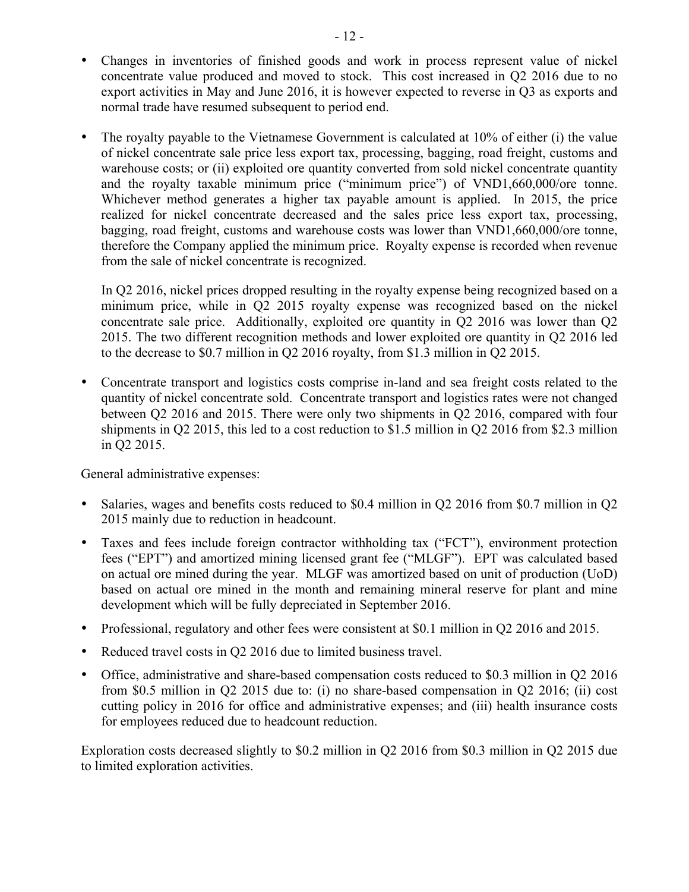- Changes in inventories of finished goods and work in process represent value of nickel concentrate value produced and moved to stock. This cost increased in Q2 2016 due to no export activities in May and June 2016, it is however expected to reverse in Q3 as exports and normal trade have resumed subsequent to period end.

- The royalty payable to the Vietnamese Government is calculated at 10% of either (i) the value of nickel concentrate sale price less export tax, processing, bagging, road freight, customs and warehouse costs; or (ii) exploited ore quantity converted from sold nickel concentrate quantity and the royalty taxable minimum price ("minimum price") of VND1,660,000/ore tonne. Whichever method generates a higher tax payable amount is applied. In 2015, the price realized for nickel concentrate decreased and the sales price less export tax, processing, bagging, road freight, customs and warehouse costs was lower than VND1,660,000/ore tonne, therefore the Company applied the minimum price. Royalty expense is recorded when revenue from the sale of nickel concentrate is recognized.

  In Q2 2016, nickel prices dropped resulting in the royalty expense being recognized based on a minimum price, while in Q2 2015 royalty expense was recognized based on the nickel concentrate sale price. Additionally, exploited ore quantity in Q2 2016 was lower than Q2 2015. The two different recognition methods and lower exploited ore quantity in Q2 2016 led to the decrease to $0.7 million in Q2 2016 royalty, from $1.3 million in Q2 2015.

- Concentrate transport and logistics costs comprise in-land and sea freight costs related to the quantity of nickel concentrate sold. Concentrate transport and logistics rates were not changed between Q2 2016 and 2015. There were only two shipments in Q2 2016, compared with four shipments in Q2 2015, this led to a cost reduction to $1.5 million in Q2 2016 from $2.3 million in Q2 2015.

General administrative expenses:

- Salaries, wages and benefits costs reduced to $0.4 million in Q2 2016 from $0.7 million in Q2 2015 mainly due to reduction in headcount.

- Taxes and fees include foreign contractor withholding tax ("FCT"), environment protection fees ("EPT") and amortized mining licensed grant fee ("MLGF"). EPT was calculated based on actual ore mined during the year. MLGF was amortized based on unit of production (UoD) based on actual ore mined in the month and remaining mineral reserve for plant and mine development which will be fully depreciated in September 2016.

- Professional, regulatory and other fees were consistent at $0.1 million in Q2 2016 and 2015.

- Reduced travel costs in Q2 2016 due to limited business travel.

- Office, administrative and share-based compensation costs reduced to $0.3 million in Q2 2016 from $0.5 million in Q2 2015 due to: (i) no share-based compensation in Q2 2016; (ii) cost cutting policy in 2016 for office and administrative expenses; and (iii) health insurance costs for employees reduced due to headcount reduction.

Exploration costs decreased slightly to $0.2 million in Q2 2016 from $0.3 million in Q2 2015 due to limited exploration activities.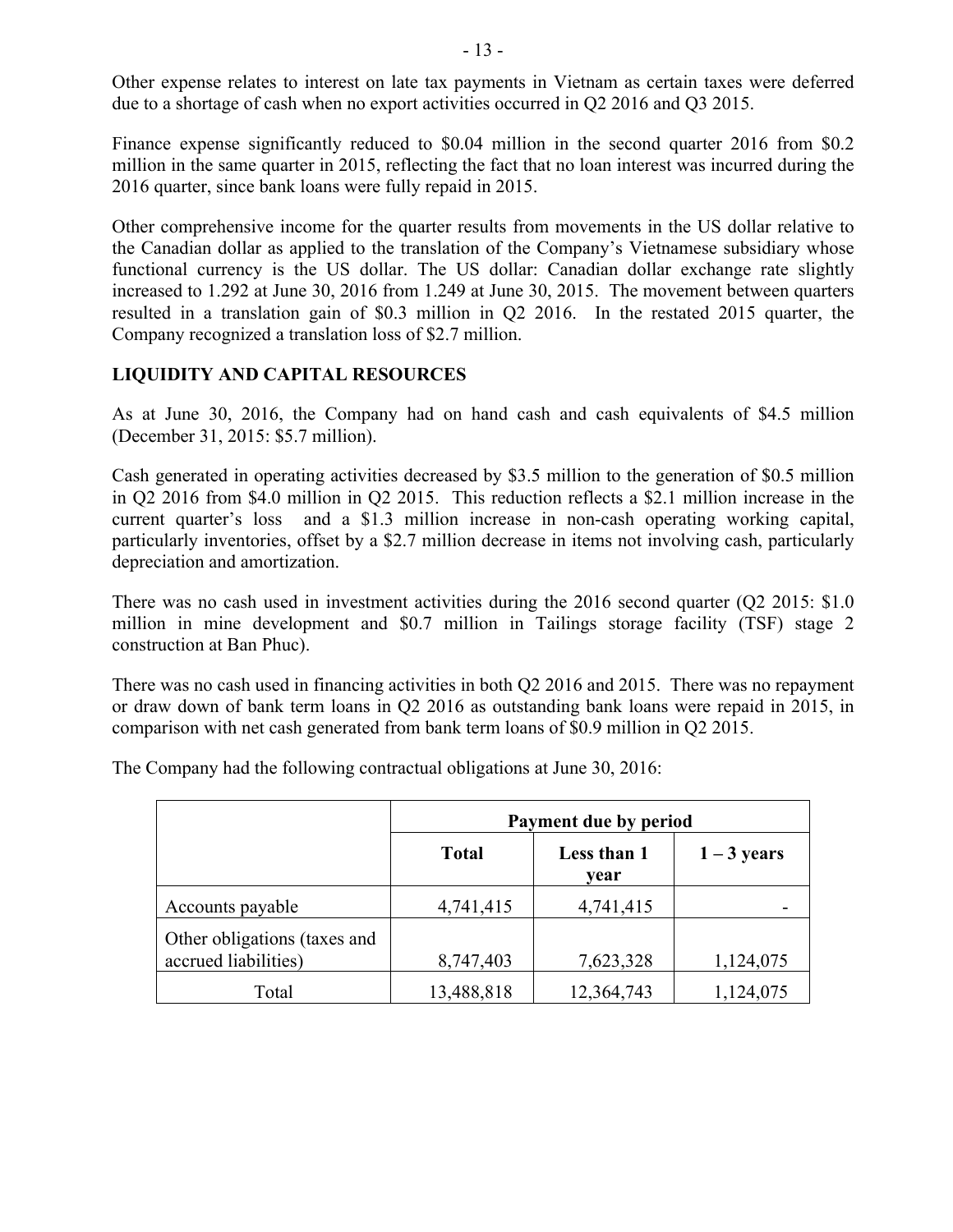Other expense relates to interest on late tax payments in Vietnam as certain taxes were deferred due to a shortage of cash when no export activities occurred in Q2 2016 and Q3 2015.

Finance expense significantly reduced to $0.04 million in the second quarter 2016 from $0.2 million in the same quarter in 2015, reflecting the fact that no loan interest was incurred during the 2016 quarter, since bank loans were fully repaid in 2015.

Other comprehensive income for the quarter results from movements in the US dollar relative to the Canadian dollar as applied to the translation of the Company's Vietnamese subsidiary whose functional currency is the US dollar. The US dollar: Canadian dollar exchange rate slightly increased to 1.292 at June 30, 2016 from 1.249 at June 30, 2015. The movement between quarters resulted in a translation gain of $0.3 million in Q2 2016. In the restated 2015 quarter, the Company recognized a translation loss of $2.7 million.

## LIQUIDITY AND CAPITAL RESOURCES

As at June 30, 2016, the Company had on hand cash and cash equivalents of $4.5 million (December 31, 2015: $5.7 million).

Cash generated in operating activities decreased by $3.5 million to the generation of $0.5 million in Q2 2016 from $4.0 million in Q2 2015. This reduction reflects a $2.1 million increase in the current quarter's loss and a $1.3 million increase in non-cash operating working capital, particularly inventories, offset by a $2.7 million decrease in items not involving cash, particularly depreciation and amortization.

There was no cash used in investment activities during the 2016 second quarter (Q2 2015: $1.0 million in mine development and $0.7 million in Tailings storage facility (TSF) stage 2 construction at Ban Phuc).

There was no cash used in financing activities in both Q2 2016 and 2015. There was no repayment or draw down of bank term loans in Q2 2016 as outstanding bank loans were repaid in 2015, in comparison with net cash generated from bank term loans of $0.9 million in Q2 2015.

The Company had the following contractual obligations at June 30, 2016:

| | **Payment due by period** | | |
|---|---|---|---|
| | **Total** | **Less than 1 year** | **1 – 3 years** |
| Accounts payable | 4,741,415 | 4,741,415 | - |
| Other obligations (taxes and accrued liabilities) | 8,747,403 | 7,623,328 | 1,124,075 |
| Total | 13,488,818 | 12,364,743 | 1,124,075 |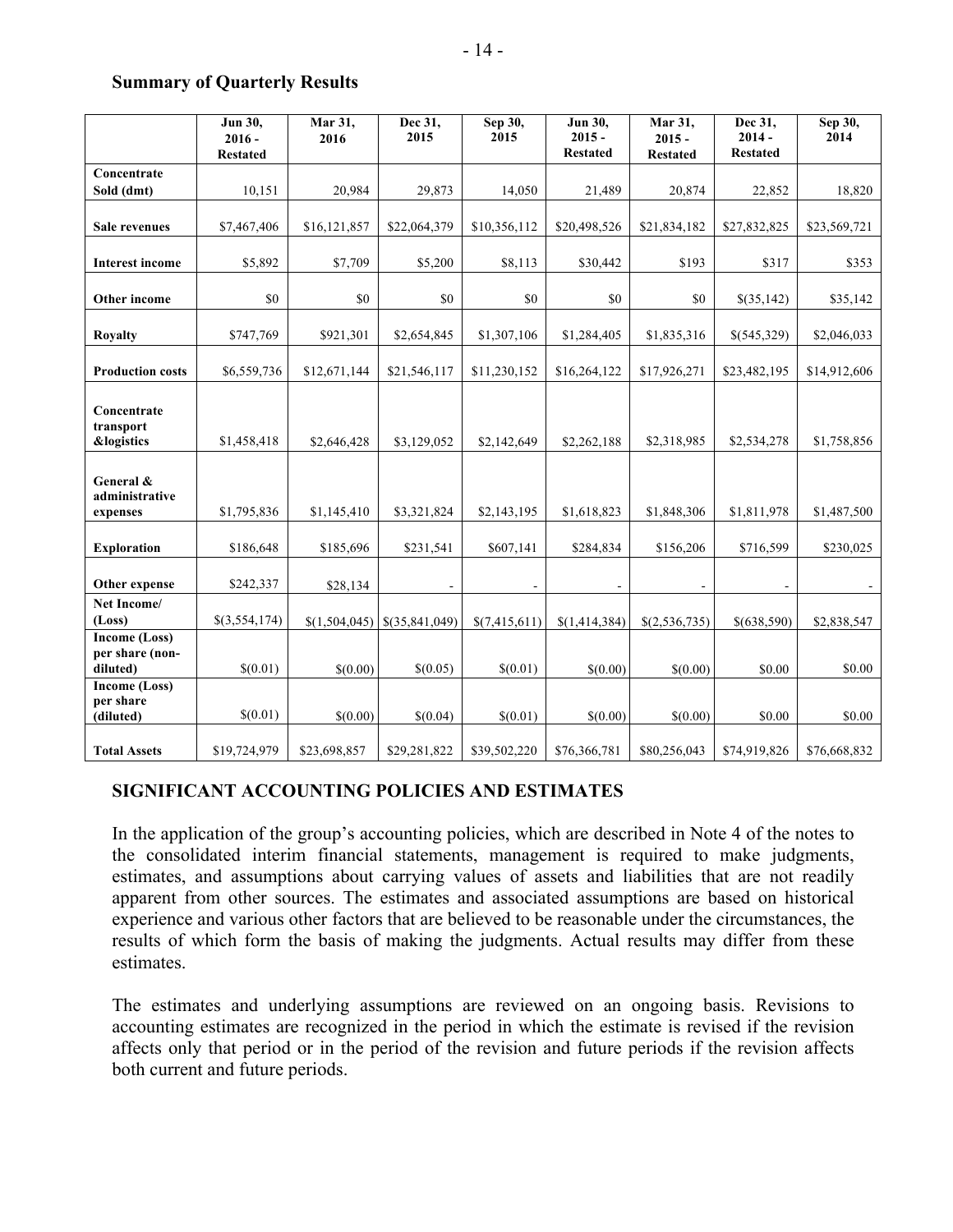## Summary of Quarterly Results

| | Jun 30, 2016 - Restated | Mar 31, 2016 | Dec 31, 2015 | Sep 30, 2015 | Jun 30, 2015 - Restated | Mar 31, 2015 - Restated | Dec 31, 2014 - Restated | Sep 30, 2014 |
|---|---|---|---|---|---|---|---|---|
| **Concentrate Sold (dmt)** | 10,151 | 20,984 | 29,873 | 14,050 | 21,489 | 20,874 | 22,852 | 18,820 |
| **Sale revenues** | $7,467,406 | $16,121,857 | $22,064,379 | $10,356,112 | $20,498,526 | $21,834,182 | $27,832,825 | $23,569,721 |
| **Interest income** | $5,892 | $7,709 | $5,200 | $8,113 | $30,442 | $193 | $317 | $353 |
| **Other income** | $0 | $0 | $0 | $0 | $0 | $0 | $(35,142) | $35,142 |
| **Royalty** | $747,769 | $921,301 | $2,654,845 | $1,307,106 | $1,284,405 | $1,835,316 | $(545,329) | $2,046,033 |
| **Production costs** | $6,559,736 | $12,671,144 | $21,546,117 | $11,230,152 | $16,264,122 | $17,926,271 | $23,482,195 | $14,912,606 |
| **Concentrate transport &logistics** | $1,458,418 | $2,646,428 | $3,129,052 | $2,142,649 | $2,262,188 | $2,318,985 | $2,534,278 | $1,758,856 |
| **General & administrative expenses** | $1,795,836 | $1,145,410 | $3,321,824 | $2,143,195 | $1,618,823 | $1,848,306 | $1,811,978 | $1,487,500 |
| **Exploration** | $186,648 | $185,696 | $231,541 | $607,141 | $284,834 | $156,206 | $716,599 | $230,025 |
| **Other expense** | $242,337 | $28,134 | - | - | - | - | - | - |
| **Net Income/ (Loss)** | $(3,554,174) | $(1,504,045) | $(35,841,049) | $(7,415,611) | $(1,414,384) | $(2,536,735) | $(638,590) | $2,838,547 |
| **Income (Loss) per share (non-diluted)** | $(0.01) | $(0.00) | $(0.05) | $(0.01) | $(0.00) | $(0.00) | $0.00 | $0.00 |
| **Income (Loss) per share (diluted)** | $(0.01) | $(0.00) | $(0.04) | $(0.01) | $(0.00) | $(0.00) | $0.00 | $0.00 |
| **Total Assets** | $19,724,979 | $23,698,857 | $29,281,822 | $39,502,220 | $76,366,781 | $80,256,043 | $74,919,826 | $76,668,832 |

## SIGNIFICANT ACCOUNTING POLICIES AND ESTIMATES

In the application of the group's accounting policies, which are described in Note 4 of the notes to the consolidated interim financial statements, management is required to make judgments, estimates, and assumptions about carrying values of assets and liabilities that are not readily apparent from other sources. The estimates and associated assumptions are based on historical experience and various other factors that are believed to be reasonable under the circumstances, the results of which form the basis of making the judgments. Actual results may differ from these estimates.

The estimates and underlying assumptions are reviewed on an ongoing basis. Revisions to accounting estimates are recognized in the period in which the estimate is revised if the revision affects only that period or in the period of the revision and future periods if the revision affects both current and future periods.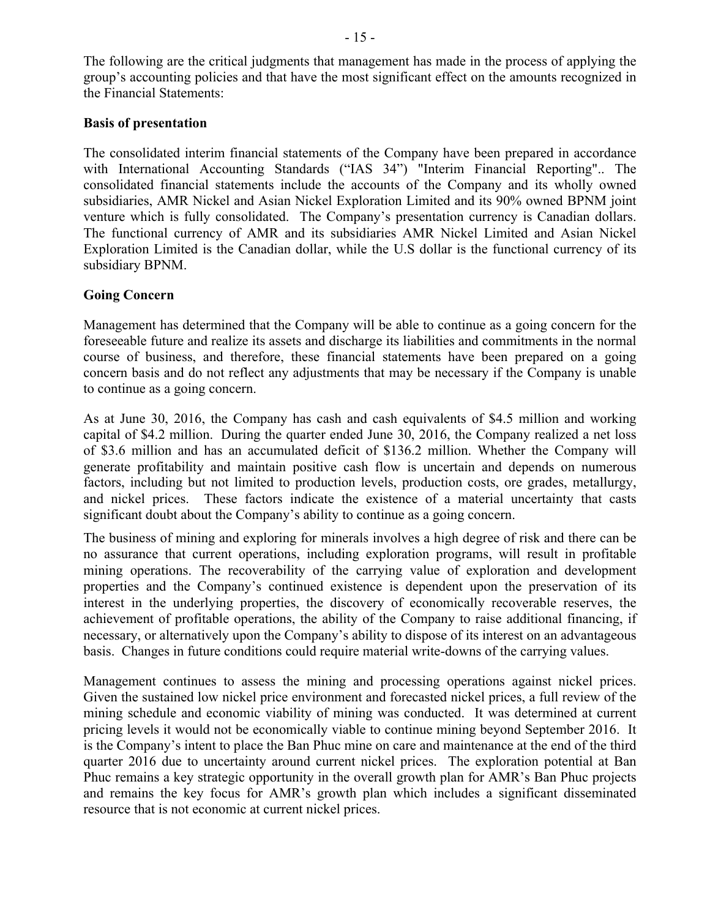The following are the critical judgments that management has made in the process of applying the group's accounting policies and that have the most significant effect on the amounts recognized in the Financial Statements:

**Basis of presentation**

The consolidated interim financial statements of the Company have been prepared in accordance with International Accounting Standards ("IAS 34") "Interim Financial Reporting".. The consolidated financial statements include the accounts of the Company and its wholly owned subsidiaries, AMR Nickel and Asian Nickel Exploration Limited and its 90% owned BPNM joint venture which is fully consolidated. The Company's presentation currency is Canadian dollars. The functional currency of AMR and its subsidiaries AMR Nickel Limited and Asian Nickel Exploration Limited is the Canadian dollar, while the U.S dollar is the functional currency of its subsidiary BPNM.

**Going Concern**

Management has determined that the Company will be able to continue as a going concern for the foreseeable future and realize its assets and discharge its liabilities and commitments in the normal course of business, and therefore, these financial statements have been prepared on a going concern basis and do not reflect any adjustments that may be necessary if the Company is unable to continue as a going concern.

As at June 30, 2016, the Company has cash and cash equivalents of $4.5 million and working capital of $4.2 million. During the quarter ended June 30, 2016, the Company realized a net loss of $3.6 million and has an accumulated deficit of $136.2 million. Whether the Company will generate profitability and maintain positive cash flow is uncertain and depends on numerous factors, including but not limited to production levels, production costs, ore grades, metallurgy, and nickel prices. These factors indicate the existence of a material uncertainty that casts significant doubt about the Company's ability to continue as a going concern.

The business of mining and exploring for minerals involves a high degree of risk and there can be no assurance that current operations, including exploration programs, will result in profitable mining operations. The recoverability of the carrying value of exploration and development properties and the Company's continued existence is dependent upon the preservation of its interest in the underlying properties, the discovery of economically recoverable reserves, the achievement of profitable operations, the ability of the Company to raise additional financing, if necessary, or alternatively upon the Company's ability to dispose of its interest on an advantageous basis. Changes in future conditions could require material write-downs of the carrying values.

Management continues to assess the mining and processing operations against nickel prices. Given the sustained low nickel price environment and forecasted nickel prices, a full review of the mining schedule and economic viability of mining was conducted. It was determined at current pricing levels it would not be economically viable to continue mining beyond September 2016. It is the Company's intent to place the Ban Phuc mine on care and maintenance at the end of the third quarter 2016 due to uncertainty around current nickel prices. The exploration potential at Ban Phuc remains a key strategic opportunity in the overall growth plan for AMR's Ban Phuc projects and remains the key focus for AMR's growth plan which includes a significant disseminated resource that is not economic at current nickel prices.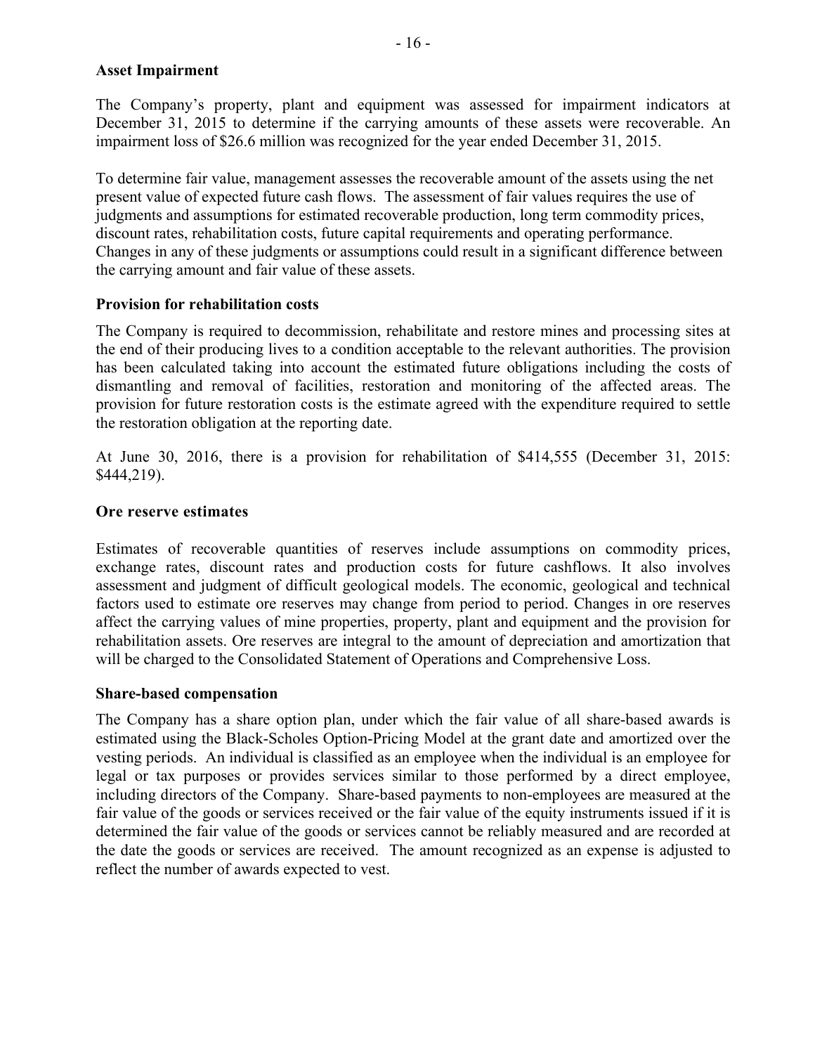**Asset Impairment**

The Company's property, plant and equipment was assessed for impairment indicators at December 31, 2015 to determine if the carrying amounts of these assets were recoverable. An impairment loss of $26.6 million was recognized for the year ended December 31, 2015.

To determine fair value, management assesses the recoverable amount of the assets using the net present value of expected future cash flows. The assessment of fair values requires the use of judgments and assumptions for estimated recoverable production, long term commodity prices, discount rates, rehabilitation costs, future capital requirements and operating performance. Changes in any of these judgments or assumptions could result in a significant difference between the carrying amount and fair value of these assets.

**Provision for rehabilitation costs**

The Company is required to decommission, rehabilitate and restore mines and processing sites at the end of their producing lives to a condition acceptable to the relevant authorities. The provision has been calculated taking into account the estimated future obligations including the costs of dismantling and removal of facilities, restoration and monitoring of the affected areas. The provision for future restoration costs is the estimate agreed with the expenditure required to settle the restoration obligation at the reporting date.

At June 30, 2016, there is a provision for rehabilitation of $414,555 (December 31, 2015: $444,219).

**Ore reserve estimates**

Estimates of recoverable quantities of reserves include assumptions on commodity prices, exchange rates, discount rates and production costs for future cashflows. It also involves assessment and judgment of difficult geological models. The economic, geological and technical factors used to estimate ore reserves may change from period to period. Changes in ore reserves affect the carrying values of mine properties, property, plant and equipment and the provision for rehabilitation assets. Ore reserves are integral to the amount of depreciation and amortization that will be charged to the Consolidated Statement of Operations and Comprehensive Loss.

**Share-based compensation**

The Company has a share option plan, under which the fair value of all share-based awards is estimated using the Black-Scholes Option-Pricing Model at the grant date and amortized over the vesting periods. An individual is classified as an employee when the individual is an employee for legal or tax purposes or provides services similar to those performed by a direct employee, including directors of the Company. Share-based payments to non-employees are measured at the fair value of the goods or services received or the fair value of the equity instruments issued if it is determined the fair value of the goods or services cannot be reliably measured and are recorded at the date the goods or services are received. The amount recognized as an expense is adjusted to reflect the number of awards expected to vest.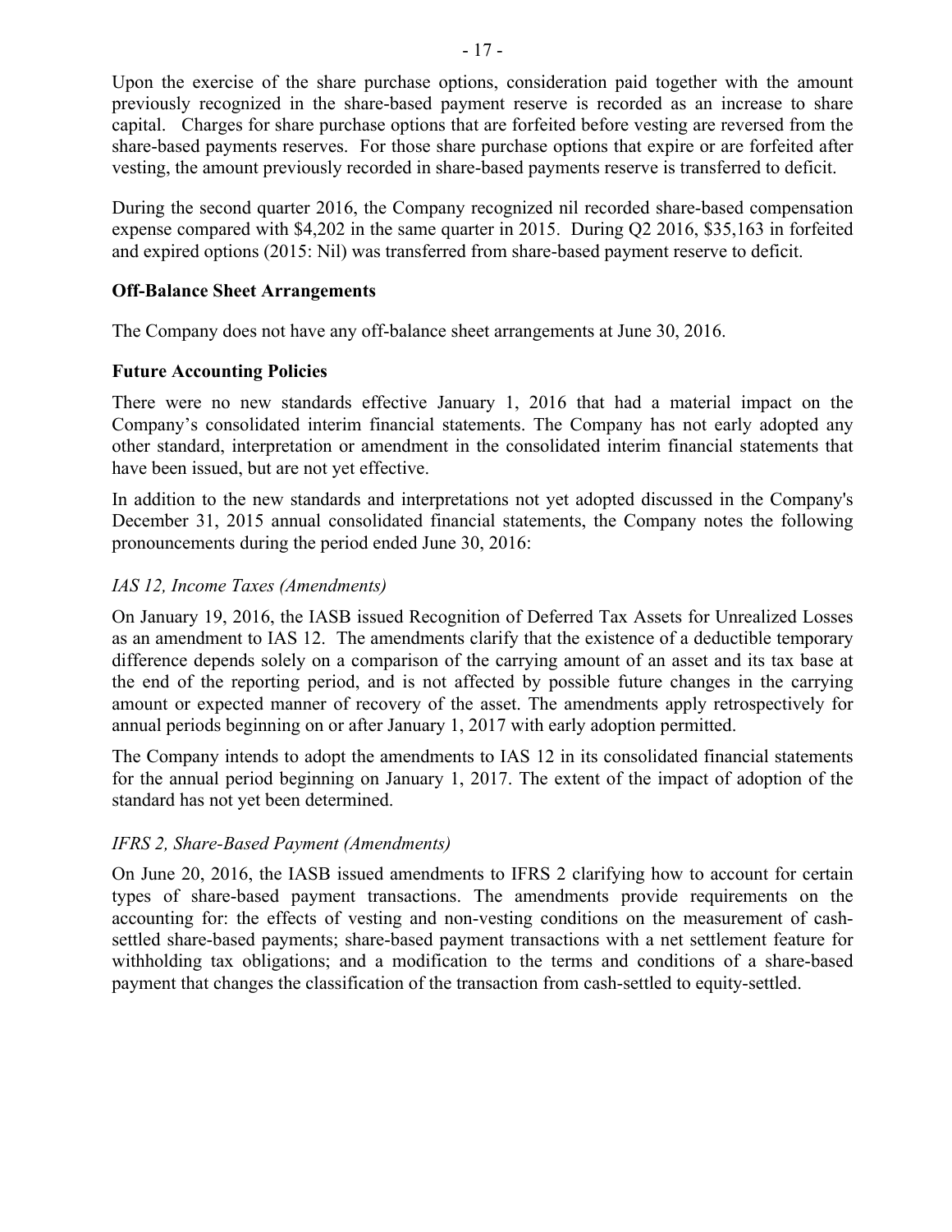Upon the exercise of the share purchase options, consideration paid together with the amount previously recognized in the share-based payment reserve is recorded as an increase to share capital. Charges for share purchase options that are forfeited before vesting are reversed from the share-based payments reserves. For those share purchase options that expire or are forfeited after vesting, the amount previously recorded in share-based payments reserve is transferred to deficit.

During the second quarter 2016, the Company recognized nil recorded share-based compensation expense compared with $4,202 in the same quarter in 2015. During Q2 2016, $35,163 in forfeited and expired options (2015: Nil) was transferred from share-based payment reserve to deficit.

**Off-Balance Sheet Arrangements**

The Company does not have any off-balance sheet arrangements at June 30, 2016.

**Future Accounting Policies**

There were no new standards effective January 1, 2016 that had a material impact on the Company's consolidated interim financial statements. The Company has not early adopted any other standard, interpretation or amendment in the consolidated interim financial statements that have been issued, but are not yet effective.

In addition to the new standards and interpretations not yet adopted discussed in the Company's December 31, 2015 annual consolidated financial statements, the Company notes the following pronouncements during the period ended June 30, 2016:

*IAS 12, Income Taxes (Amendments)*

On January 19, 2016, the IASB issued Recognition of Deferred Tax Assets for Unrealized Losses as an amendment to IAS 12. The amendments clarify that the existence of a deductible temporary difference depends solely on a comparison of the carrying amount of an asset and its tax base at the end of the reporting period, and is not affected by possible future changes in the carrying amount or expected manner of recovery of the asset. The amendments apply retrospectively for annual periods beginning on or after January 1, 2017 with early adoption permitted.

The Company intends to adopt the amendments to IAS 12 in its consolidated financial statements for the annual period beginning on January 1, 2017. The extent of the impact of adoption of the standard has not yet been determined.

*IFRS 2, Share-Based Payment (Amendments)*

On June 20, 2016, the IASB issued amendments to IFRS 2 clarifying how to account for certain types of share-based payment transactions. The amendments provide requirements on the accounting for: the effects of vesting and non-vesting conditions on the measurement of cash-settled share-based payments; share-based payment transactions with a net settlement feature for withholding tax obligations; and a modification to the terms and conditions of a share-based payment that changes the classification of the transaction from cash-settled to equity-settled.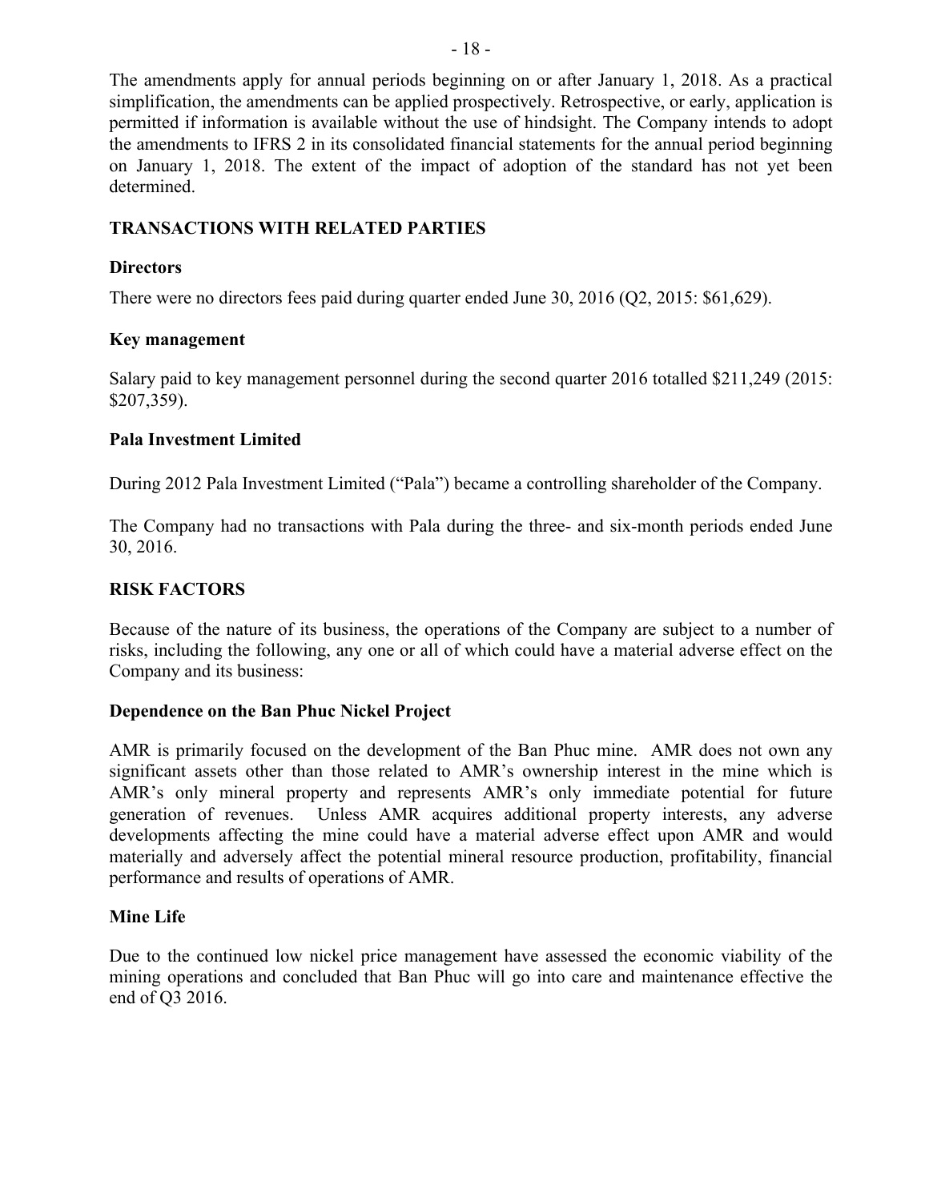The amendments apply for annual periods beginning on or after January 1, 2018. As a practical simplification, the amendments can be applied prospectively. Retrospective, or early, application is permitted if information is available without the use of hindsight. The Company intends to adopt the amendments to IFRS 2 in its consolidated financial statements for the annual period beginning on January 1, 2018. The extent of the impact of adoption of the standard has not yet been determined.

## TRANSACTIONS WITH RELATED PARTIES

### Directors

There were no directors fees paid during quarter ended June 30, 2016 (Q2, 2015: $61,629).

### Key management

Salary paid to key management personnel during the second quarter 2016 totalled $211,249 (2015: $207,359).

### Pala Investment Limited

During 2012 Pala Investment Limited ("Pala") became a controlling shareholder of the Company.

The Company had no transactions with Pala during the three- and six-month periods ended June 30, 2016.

## RISK FACTORS

Because of the nature of its business, the operations of the Company are subject to a number of risks, including the following, any one or all of which could have a material adverse effect on the Company and its business:

### Dependence on the Ban Phuc Nickel Project

AMR is primarily focused on the development of the Ban Phuc mine. AMR does not own any significant assets other than those related to AMR's ownership interest in the mine which is AMR's only mineral property and represents AMR's only immediate potential for future generation of revenues. Unless AMR acquires additional property interests, any adverse developments affecting the mine could have a material adverse effect upon AMR and would materially and adversely affect the potential mineral resource production, profitability, financial performance and results of operations of AMR.

### Mine Life

Due to the continued low nickel price management have assessed the economic viability of the mining operations and concluded that Ban Phuc will go into care and maintenance effective the end of Q3 2016.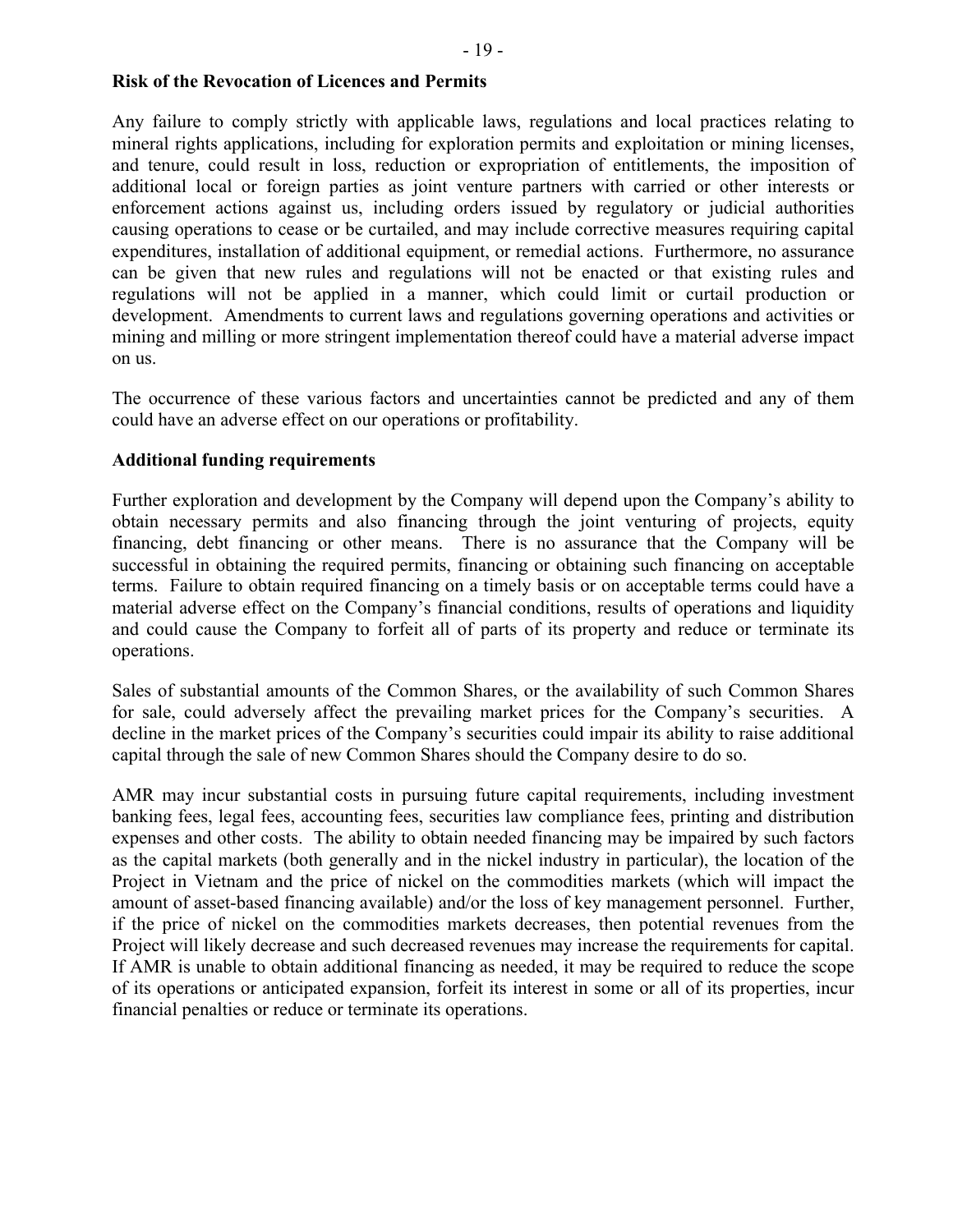**Risk of the Revocation of Licences and Permits**

Any failure to comply strictly with applicable laws, regulations and local practices relating to mineral rights applications, including for exploration permits and exploitation or mining licenses, and tenure, could result in loss, reduction or expropriation of entitlements, the imposition of additional local or foreign parties as joint venture partners with carried or other interests or enforcement actions against us, including orders issued by regulatory or judicial authorities causing operations to cease or be curtailed, and may include corrective measures requiring capital expenditures, installation of additional equipment, or remedial actions. Furthermore, no assurance can be given that new rules and regulations will not be enacted or that existing rules and regulations will not be applied in a manner, which could limit or curtail production or development. Amendments to current laws and regulations governing operations and activities or mining and milling or more stringent implementation thereof could have a material adverse impact on us.

The occurrence of these various factors and uncertainties cannot be predicted and any of them could have an adverse effect on our operations or profitability.

**Additional funding requirements**

Further exploration and development by the Company will depend upon the Company's ability to obtain necessary permits and also financing through the joint venturing of projects, equity financing, debt financing or other means. There is no assurance that the Company will be successful in obtaining the required permits, financing or obtaining such financing on acceptable terms. Failure to obtain required financing on a timely basis or on acceptable terms could have a material adverse effect on the Company's financial conditions, results of operations and liquidity and could cause the Company to forfeit all of parts of its property and reduce or terminate its operations.

Sales of substantial amounts of the Common Shares, or the availability of such Common Shares for sale, could adversely affect the prevailing market prices for the Company's securities. A decline in the market prices of the Company's securities could impair its ability to raise additional capital through the sale of new Common Shares should the Company desire to do so.

AMR may incur substantial costs in pursuing future capital requirements, including investment banking fees, legal fees, accounting fees, securities law compliance fees, printing and distribution expenses and other costs. The ability to obtain needed financing may be impaired by such factors as the capital markets (both generally and in the nickel industry in particular), the location of the Project in Vietnam and the price of nickel on the commodities markets (which will impact the amount of asset-based financing available) and/or the loss of key management personnel. Further, if the price of nickel on the commodities markets decreases, then potential revenues from the Project will likely decrease and such decreased revenues may increase the requirements for capital. If AMR is unable to obtain additional financing as needed, it may be required to reduce the scope of its operations or anticipated expansion, forfeit its interest in some or all of its properties, incur financial penalties or reduce or terminate its operations.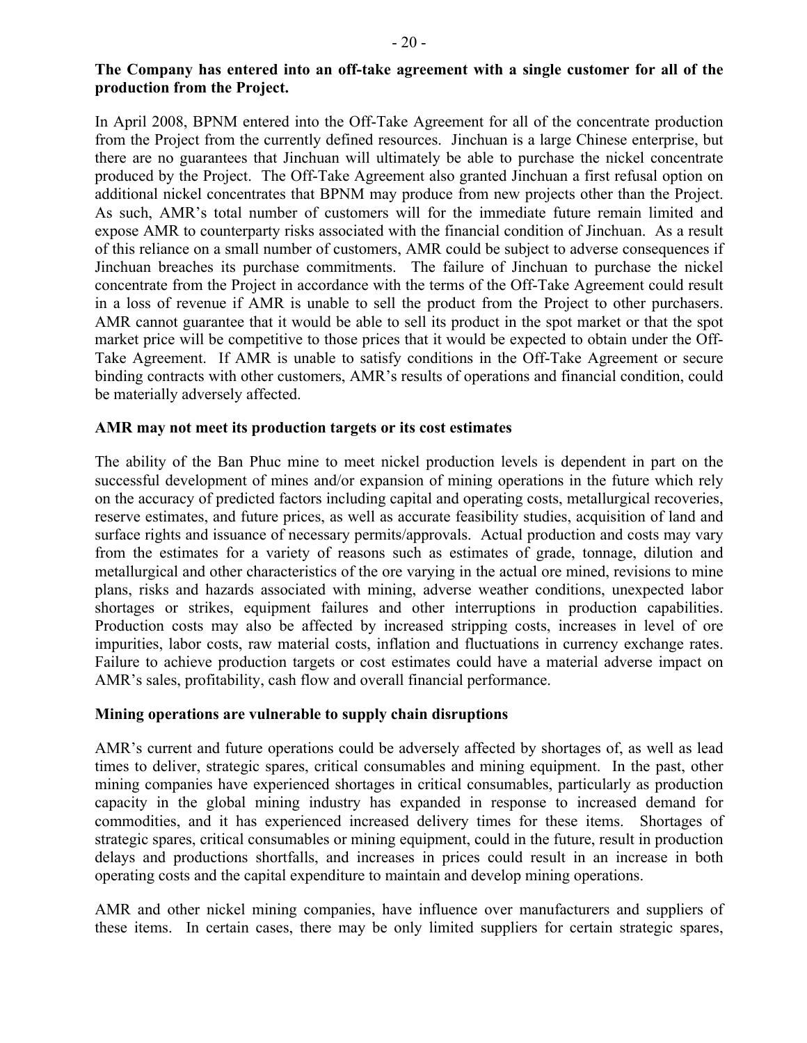**The Company has entered into an off-take agreement with a single customer for all of the production from the Project.**

In April 2008, BPNM entered into the Off-Take Agreement for all of the concentrate production from the Project from the currently defined resources. Jinchuan is a large Chinese enterprise, but there are no guarantees that Jinchuan will ultimately be able to purchase the nickel concentrate produced by the Project. The Off-Take Agreement also granted Jinchuan a first refusal option on additional nickel concentrates that BPNM may produce from new projects other than the Project. As such, AMR's total number of customers will for the immediate future remain limited and expose AMR to counterparty risks associated with the financial condition of Jinchuan. As a result of this reliance on a small number of customers, AMR could be subject to adverse consequences if Jinchuan breaches its purchase commitments. The failure of Jinchuan to purchase the nickel concentrate from the Project in accordance with the terms of the Off-Take Agreement could result in a loss of revenue if AMR is unable to sell the product from the Project to other purchasers. AMR cannot guarantee that it would be able to sell its product in the spot market or that the spot market price will be competitive to those prices that it would be expected to obtain under the Off-Take Agreement. If AMR is unable to satisfy conditions in the Off-Take Agreement or secure binding contracts with other customers, AMR's results of operations and financial condition, could be materially adversely affected.

**AMR may not meet its production targets or its cost estimates**

The ability of the Ban Phuc mine to meet nickel production levels is dependent in part on the successful development of mines and/or expansion of mining operations in the future which rely on the accuracy of predicted factors including capital and operating costs, metallurgical recoveries, reserve estimates, and future prices, as well as accurate feasibility studies, acquisition of land and surface rights and issuance of necessary permits/approvals. Actual production and costs may vary from the estimates for a variety of reasons such as estimates of grade, tonnage, dilution and metallurgical and other characteristics of the ore varying in the actual ore mined, revisions to mine plans, risks and hazards associated with mining, adverse weather conditions, unexpected labor shortages or strikes, equipment failures and other interruptions in production capabilities. Production costs may also be affected by increased stripping costs, increases in level of ore impurities, labor costs, raw material costs, inflation and fluctuations in currency exchange rates. Failure to achieve production targets or cost estimates could have a material adverse impact on AMR's sales, profitability, cash flow and overall financial performance.

**Mining operations are vulnerable to supply chain disruptions**

AMR's current and future operations could be adversely affected by shortages of, as well as lead times to deliver, strategic spares, critical consumables and mining equipment. In the past, other mining companies have experienced shortages in critical consumables, particularly as production capacity in the global mining industry has expanded in response to increased demand for commodities, and it has experienced increased delivery times for these items. Shortages of strategic spares, critical consumables or mining equipment, could in the future, result in production delays and productions shortfalls, and increases in prices could result in an increase in both operating costs and the capital expenditure to maintain and develop mining operations.

AMR and other nickel mining companies, have influence over manufacturers and suppliers of these items. In certain cases, there may be only limited suppliers for certain strategic spares,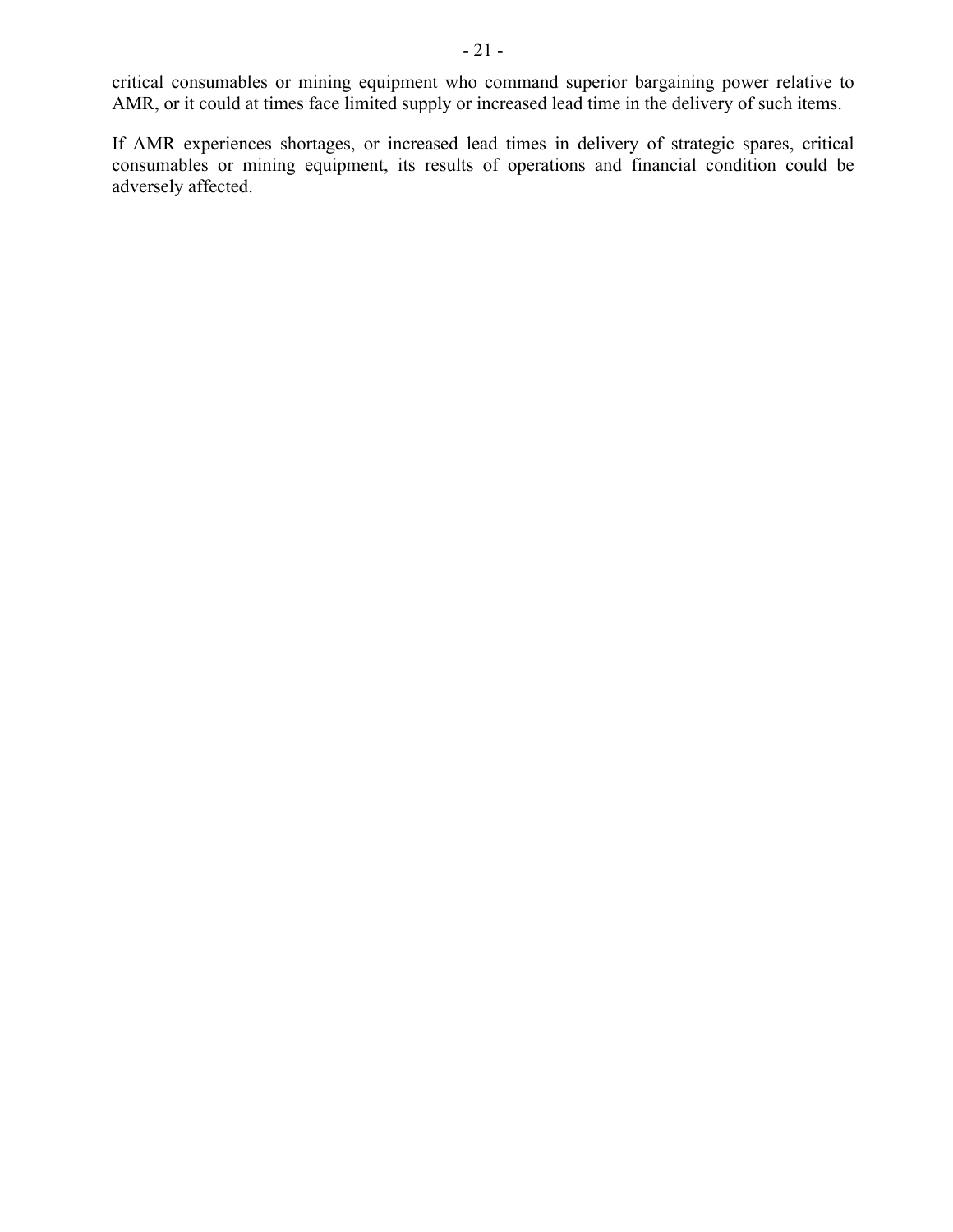critical consumables or mining equipment who command superior bargaining power relative to AMR, or it could at times face limited supply or increased lead time in the delivery of such items.

If AMR experiences shortages, or increased lead times in delivery of strategic spares, critical consumables or mining equipment, its results of operations and financial condition could be adversely affected.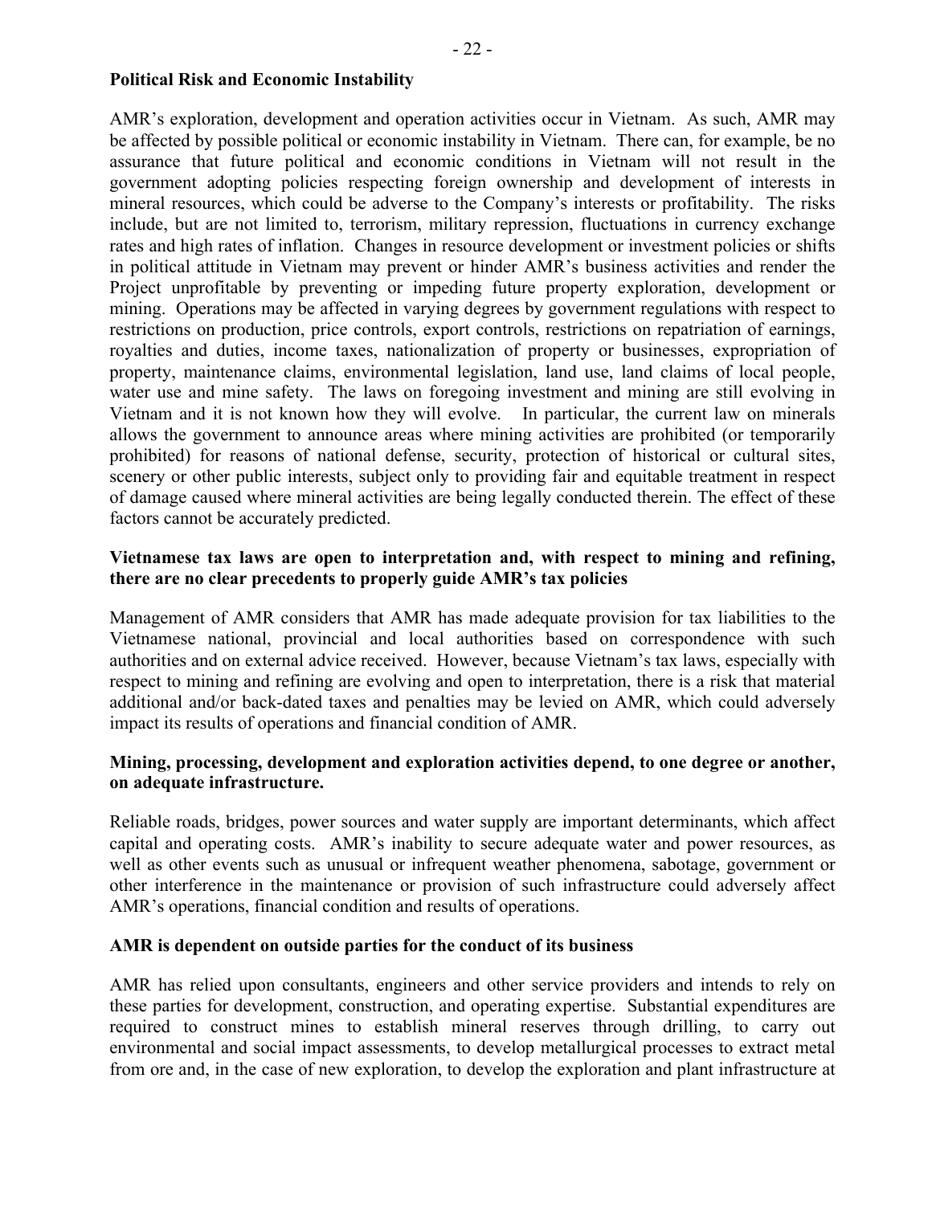**Political Risk and Economic Instability**

AMR's exploration, development and operation activities occur in Vietnam. As such, AMR may be affected by possible political or economic instability in Vietnam. There can, for example, be no assurance that future political and economic conditions in Vietnam will not result in the government adopting policies respecting foreign ownership and development of interests in mineral resources, which could be adverse to the Company's interests or profitability. The risks include, but are not limited to, terrorism, military repression, fluctuations in currency exchange rates and high rates of inflation. Changes in resource development or investment policies or shifts in political attitude in Vietnam may prevent or hinder AMR's business activities and render the Project unprofitable by preventing or impeding future property exploration, development or mining. Operations may be affected in varying degrees by government regulations with respect to restrictions on production, price controls, export controls, restrictions on repatriation of earnings, royalties and duties, income taxes, nationalization of property or businesses, expropriation of property, maintenance claims, environmental legislation, land use, land claims of local people, water use and mine safety. The laws on foregoing investment and mining are still evolving in Vietnam and it is not known how they will evolve. In particular, the current law on minerals allows the government to announce areas where mining activities are prohibited (or temporarily prohibited) for reasons of national defense, security, protection of historical or cultural sites, scenery or other public interests, subject only to providing fair and equitable treatment in respect of damage caused where mineral activities are being legally conducted therein. The effect of these factors cannot be accurately predicted.

**Vietnamese tax laws are open to interpretation and, with respect to mining and refining, there are no clear precedents to properly guide AMR's tax policies**

Management of AMR considers that AMR has made adequate provision for tax liabilities to the Vietnamese national, provincial and local authorities based on correspondence with such authorities and on external advice received. However, because Vietnam's tax laws, especially with respect to mining and refining are evolving and open to interpretation, there is a risk that material additional and/or back-dated taxes and penalties may be levied on AMR, which could adversely impact its results of operations and financial condition of AMR.

**Mining, processing, development and exploration activities depend, to one degree or another, on adequate infrastructure.**

Reliable roads, bridges, power sources and water supply are important determinants, which affect capital and operating costs. AMR's inability to secure adequate water and power resources, as well as other events such as unusual or infrequent weather phenomena, sabotage, government or other interference in the maintenance or provision of such infrastructure could adversely affect AMR's operations, financial condition and results of operations.

**AMR is dependent on outside parties for the conduct of its business**

AMR has relied upon consultants, engineers and other service providers and intends to rely on these parties for development, construction, and operating expertise. Substantial expenditures are required to construct mines to establish mineral reserves through drilling, to carry out environmental and social impact assessments, to develop metallurgical processes to extract metal from ore and, in the case of new exploration, to develop the exploration and plant infrastructure at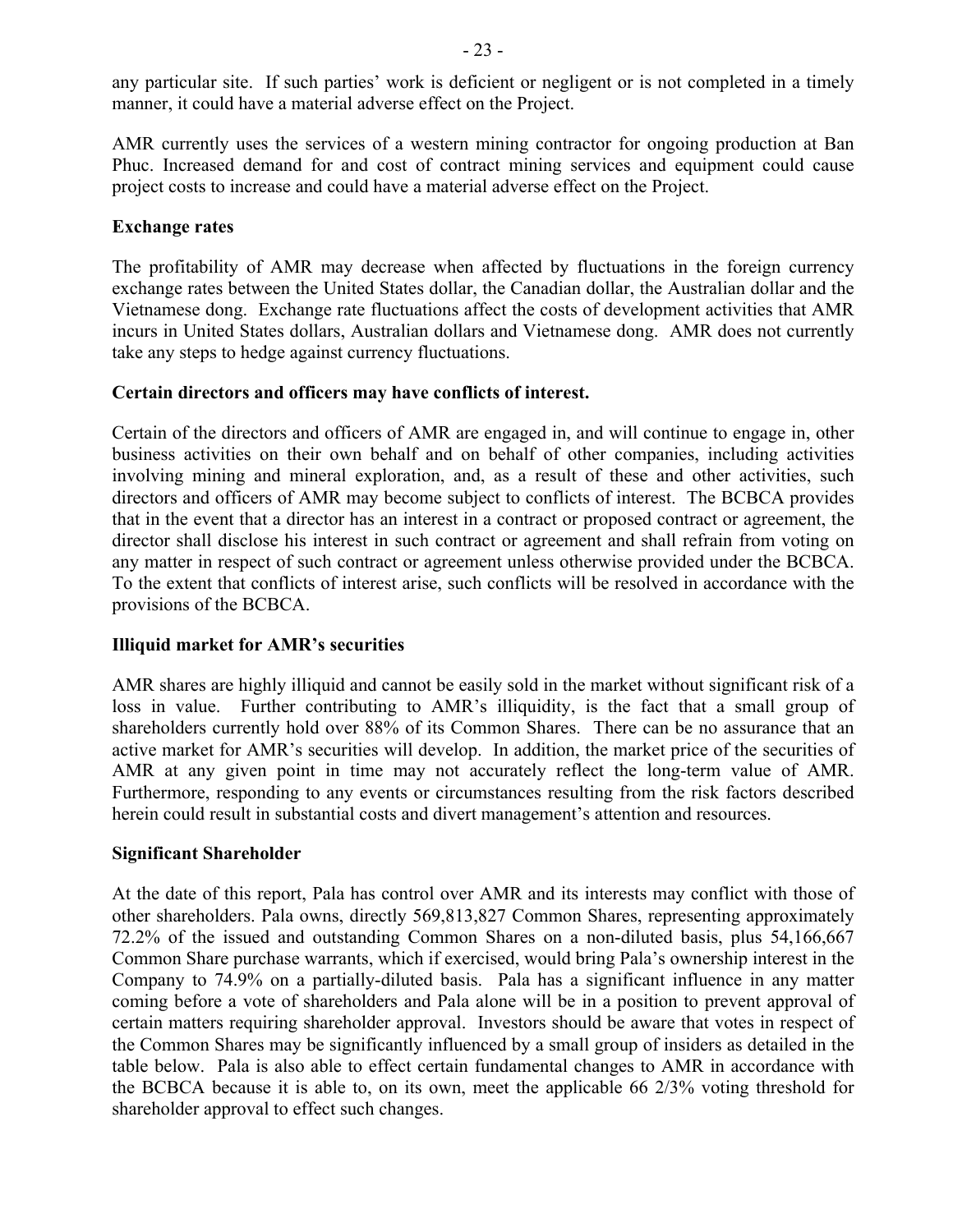any particular site. If such parties' work is deficient or negligent or is not completed in a timely manner, it could have a material adverse effect on the Project.

AMR currently uses the services of a western mining contractor for ongoing production at Ban Phuc. Increased demand for and cost of contract mining services and equipment could cause project costs to increase and could have a material adverse effect on the Project.

**Exchange rates**

The profitability of AMR may decrease when affected by fluctuations in the foreign currency exchange rates between the United States dollar, the Canadian dollar, the Australian dollar and the Vietnamese dong. Exchange rate fluctuations affect the costs of development activities that AMR incurs in United States dollars, Australian dollars and Vietnamese dong. AMR does not currently take any steps to hedge against currency fluctuations.

**Certain directors and officers may have conflicts of interest.**

Certain of the directors and officers of AMR are engaged in, and will continue to engage in, other business activities on their own behalf and on behalf of other companies, including activities involving mining and mineral exploration, and, as a result of these and other activities, such directors and officers of AMR may become subject to conflicts of interest. The BCBCA provides that in the event that a director has an interest in a contract or proposed contract or agreement, the director shall disclose his interest in such contract or agreement and shall refrain from voting on any matter in respect of such contract or agreement unless otherwise provided under the BCBCA. To the extent that conflicts of interest arise, such conflicts will be resolved in accordance with the provisions of the BCBCA.

**Illiquid market for AMR's securities**

AMR shares are highly illiquid and cannot be easily sold in the market without significant risk of a loss in value. Further contributing to AMR's illiquidity, is the fact that a small group of shareholders currently hold over 88% of its Common Shares. There can be no assurance that an active market for AMR's securities will develop. In addition, the market price of the securities of AMR at any given point in time may not accurately reflect the long-term value of AMR. Furthermore, responding to any events or circumstances resulting from the risk factors described herein could result in substantial costs and divert management's attention and resources.

**Significant Shareholder**

At the date of this report, Pala has control over AMR and its interests may conflict with those of other shareholders. Pala owns, directly 569,813,827 Common Shares, representing approximately 72.2% of the issued and outstanding Common Shares on a non-diluted basis, plus 54,166,667 Common Share purchase warrants, which if exercised, would bring Pala's ownership interest in the Company to 74.9% on a partially-diluted basis. Pala has a significant influence in any matter coming before a vote of shareholders and Pala alone will be in a position to prevent approval of certain matters requiring shareholder approval. Investors should be aware that votes in respect of the Common Shares may be significantly influenced by a small group of insiders as detailed in the table below. Pala is also able to effect certain fundamental changes to AMR in accordance with the BCBCA because it is able to, on its own, meet the applicable 66 2/3% voting threshold for shareholder approval to effect such changes.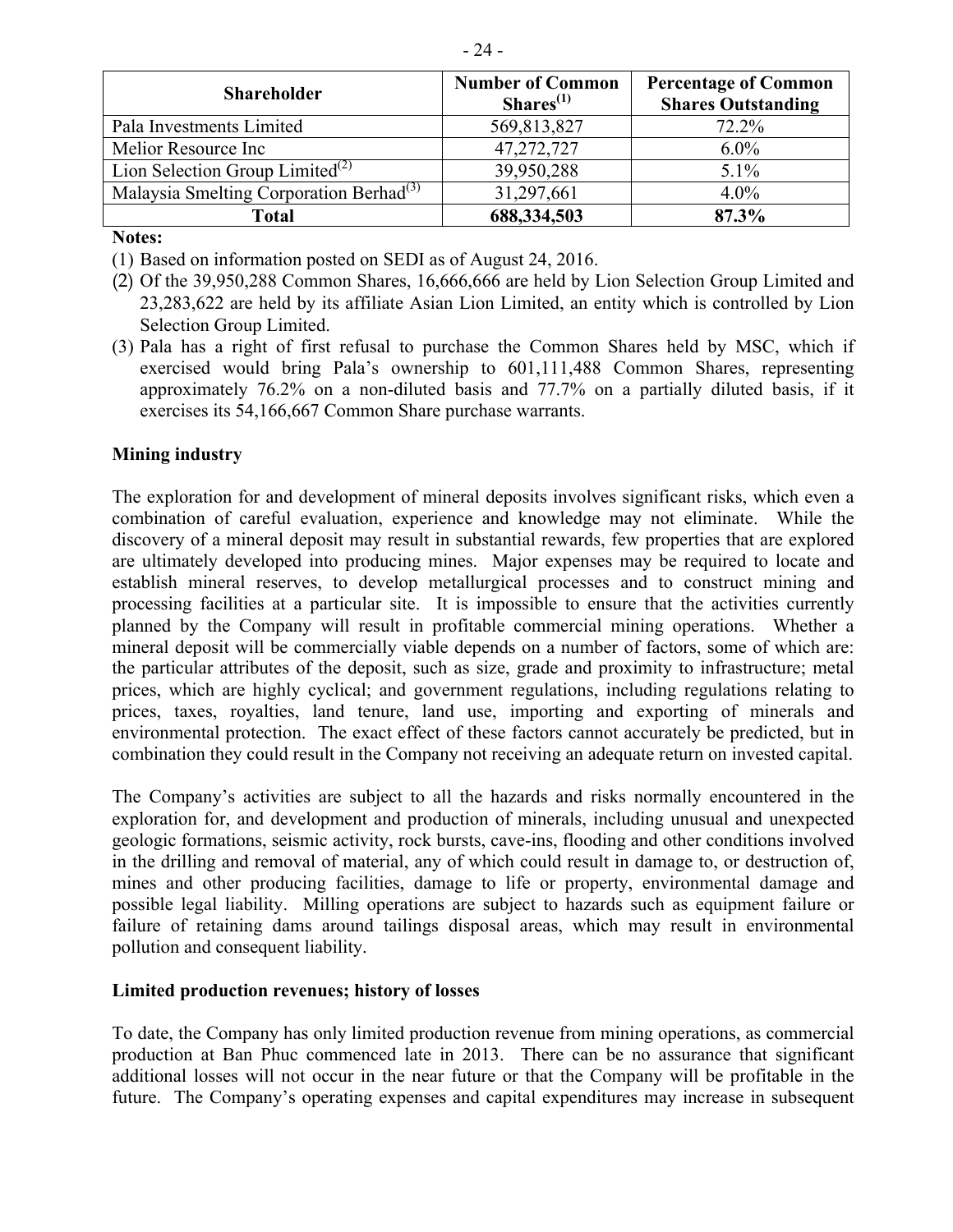| Shareholder | Number of Common Shares[1] | Percentage of Common Shares Outstanding |
|---|---|---|
| Pala Investments Limited | 569,813,827 | 72.2% |
| Melior Resource Inc | 47,272,727 | 6.0% |
| Lion Selection Group Limited[2] | 39,950,288 | 5.1% |
| Malaysia Smelting Corporation Berhad[3] | 31,297,661 | 4.0% |
| **Total** | **688,334,503** | **87.3%** |

**Notes:**

(1) Based on information posted on SEDI as of August 24, 2016.

(2) Of the 39,950,288 Common Shares, 16,666,666 are held by Lion Selection Group Limited and 23,283,622 are held by its affiliate Asian Lion Limited, an entity which is controlled by Lion Selection Group Limited.

(3) Pala has a right of first refusal to purchase the Common Shares held by MSC, which if exercised would bring Pala's ownership to 601,111,488 Common Shares, representing approximately 76.2% on a non-diluted basis and 77.7% on a partially diluted basis, if it exercises its 54,166,667 Common Share purchase warrants.

**Mining industry**

The exploration for and development of mineral deposits involves significant risks, which even a combination of careful evaluation, experience and knowledge may not eliminate. While the discovery of a mineral deposit may result in substantial rewards, few properties that are explored are ultimately developed into producing mines. Major expenses may be required to locate and establish mineral reserves, to develop metallurgical processes and to construct mining and processing facilities at a particular site. It is impossible to ensure that the activities currently planned by the Company will result in profitable commercial mining operations. Whether a mineral deposit will be commercially viable depends on a number of factors, some of which are: the particular attributes of the deposit, such as size, grade and proximity to infrastructure; metal prices, which are highly cyclical; and government regulations, including regulations relating to prices, taxes, royalties, land tenure, land use, importing and exporting of minerals and environmental protection. The exact effect of these factors cannot accurately be predicted, but in combination they could result in the Company not receiving an adequate return on invested capital.

The Company's activities are subject to all the hazards and risks normally encountered in the exploration for, and development and production of minerals, including unusual and unexpected geologic formations, seismic activity, rock bursts, cave-ins, flooding and other conditions involved in the drilling and removal of material, any of which could result in damage to, or destruction of, mines and other producing facilities, damage to life or property, environmental damage and possible legal liability. Milling operations are subject to hazards such as equipment failure or failure of retaining dams around tailings disposal areas, which may result in environmental pollution and consequent liability.

**Limited production revenues; history of losses**

To date, the Company has only limited production revenue from mining operations, as commercial production at Ban Phuc commenced late in 2013. There can be no assurance that significant additional losses will not occur in the near future or that the Company will be profitable in the future. The Company's operating expenses and capital expenditures may increase in subsequent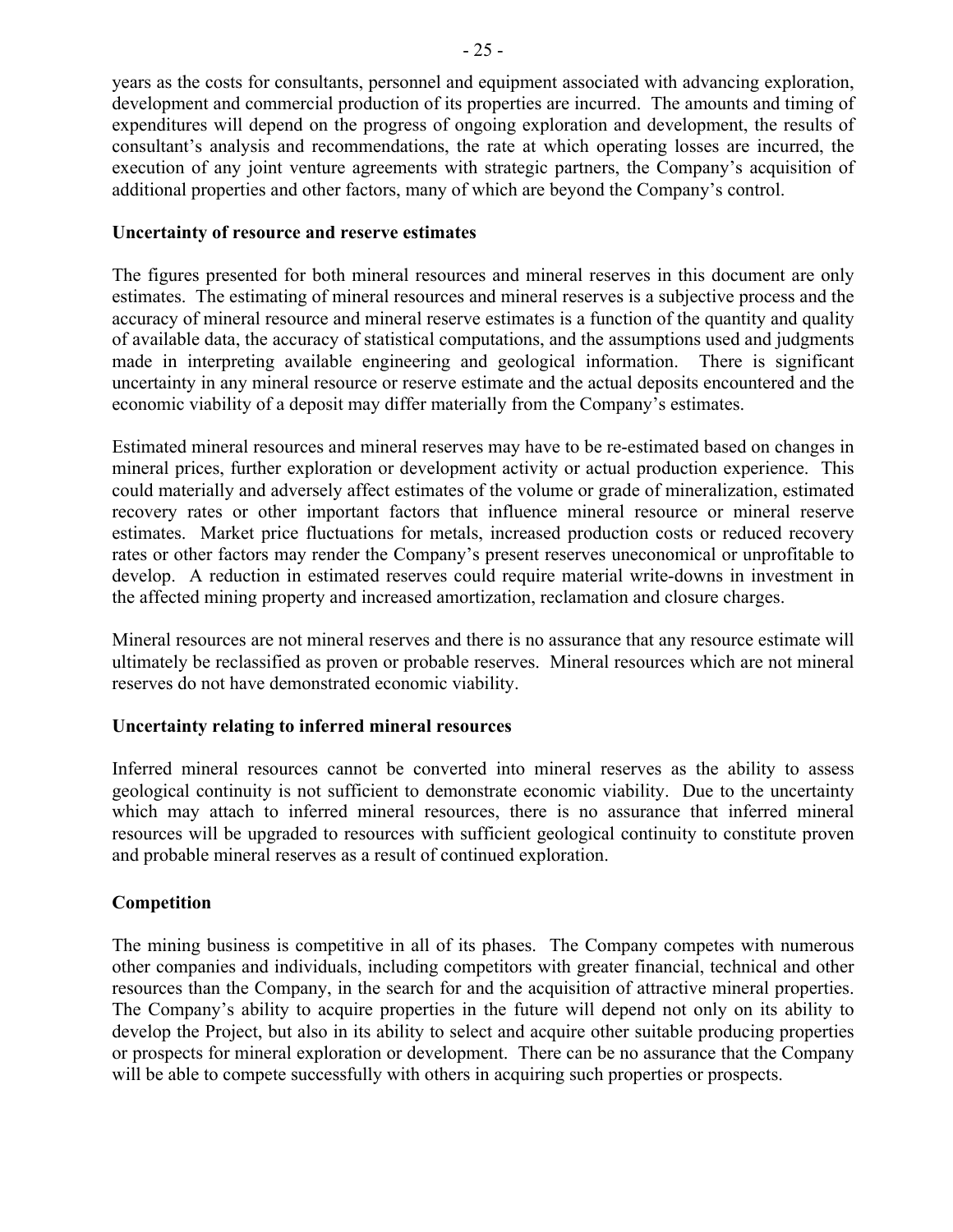years as the costs for consultants, personnel and equipment associated with advancing exploration, development and commercial production of its properties are incurred. The amounts and timing of expenditures will depend on the progress of ongoing exploration and development, the results of consultant's analysis and recommendations, the rate at which operating losses are incurred, the execution of any joint venture agreements with strategic partners, the Company's acquisition of additional properties and other factors, many of which are beyond the Company's control.

**Uncertainty of resource and reserve estimates**

The figures presented for both mineral resources and mineral reserves in this document are only estimates. The estimating of mineral resources and mineral reserves is a subjective process and the accuracy of mineral resource and mineral reserve estimates is a function of the quantity and quality of available data, the accuracy of statistical computations, and the assumptions used and judgments made in interpreting available engineering and geological information. There is significant uncertainty in any mineral resource or reserve estimate and the actual deposits encountered and the economic viability of a deposit may differ materially from the Company's estimates.

Estimated mineral resources and mineral reserves may have to be re-estimated based on changes in mineral prices, further exploration or development activity or actual production experience. This could materially and adversely affect estimates of the volume or grade of mineralization, estimated recovery rates or other important factors that influence mineral resource or mineral reserve estimates. Market price fluctuations for metals, increased production costs or reduced recovery rates or other factors may render the Company's present reserves uneconomical or unprofitable to develop. A reduction in estimated reserves could require material write-downs in investment in the affected mining property and increased amortization, reclamation and closure charges.

Mineral resources are not mineral reserves and there is no assurance that any resource estimate will ultimately be reclassified as proven or probable reserves. Mineral resources which are not mineral reserves do not have demonstrated economic viability.

**Uncertainty relating to inferred mineral resources**

Inferred mineral resources cannot be converted into mineral reserves as the ability to assess geological continuity is not sufficient to demonstrate economic viability. Due to the uncertainty which may attach to inferred mineral resources, there is no assurance that inferred mineral resources will be upgraded to resources with sufficient geological continuity to constitute proven and probable mineral reserves as a result of continued exploration.

**Competition**

The mining business is competitive in all of its phases. The Company competes with numerous other companies and individuals, including competitors with greater financial, technical and other resources than the Company, in the search for and the acquisition of attractive mineral properties. The Company's ability to acquire properties in the future will depend not only on its ability to develop the Project, but also in its ability to select and acquire other suitable producing properties or prospects for mineral exploration or development. There can be no assurance that the Company will be able to compete successfully with others in acquiring such properties or prospects.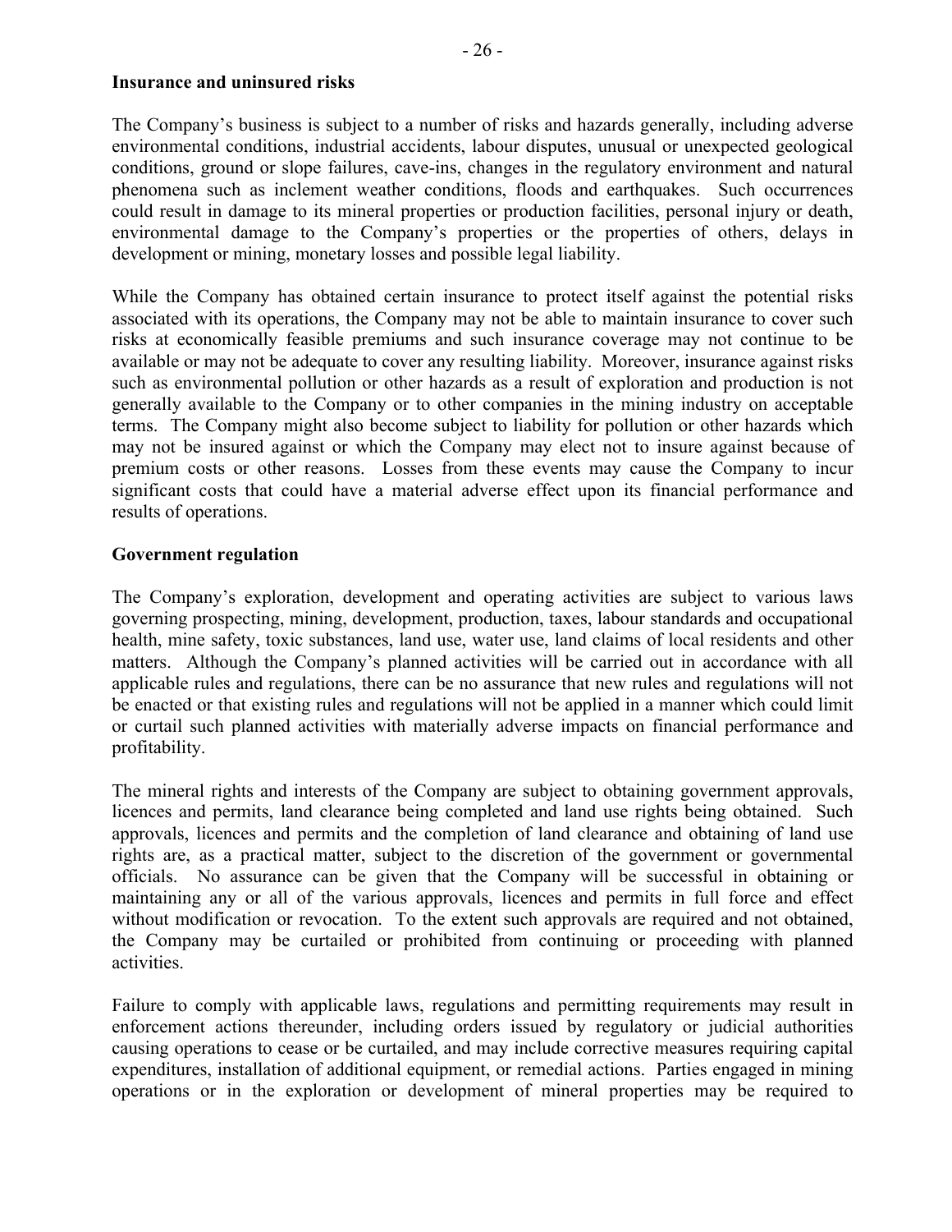**Insurance and uninsured risks**

The Company's business is subject to a number of risks and hazards generally, including adverse environmental conditions, industrial accidents, labour disputes, unusual or unexpected geological conditions, ground or slope failures, cave-ins, changes in the regulatory environment and natural phenomena such as inclement weather conditions, floods and earthquakes. Such occurrences could result in damage to its mineral properties or production facilities, personal injury or death, environmental damage to the Company's properties or the properties of others, delays in development or mining, monetary losses and possible legal liability.

While the Company has obtained certain insurance to protect itself against the potential risks associated with its operations, the Company may not be able to maintain insurance to cover such risks at economically feasible premiums and such insurance coverage may not continue to be available or may not be adequate to cover any resulting liability. Moreover, insurance against risks such as environmental pollution or other hazards as a result of exploration and production is not generally available to the Company or to other companies in the mining industry on acceptable terms. The Company might also become subject to liability for pollution or other hazards which may not be insured against or which the Company may elect not to insure against because of premium costs or other reasons. Losses from these events may cause the Company to incur significant costs that could have a material adverse effect upon its financial performance and results of operations.

**Government regulation**

The Company's exploration, development and operating activities are subject to various laws governing prospecting, mining, development, production, taxes, labour standards and occupational health, mine safety, toxic substances, land use, water use, land claims of local residents and other matters. Although the Company's planned activities will be carried out in accordance with all applicable rules and regulations, there can be no assurance that new rules and regulations will not be enacted or that existing rules and regulations will not be applied in a manner which could limit or curtail such planned activities with materially adverse impacts on financial performance and profitability.

The mineral rights and interests of the Company are subject to obtaining government approvals, licences and permits, land clearance being completed and land use rights being obtained. Such approvals, licences and permits and the completion of land clearance and obtaining of land use rights are, as a practical matter, subject to the discretion of the government or governmental officials. No assurance can be given that the Company will be successful in obtaining or maintaining any or all of the various approvals, licences and permits in full force and effect without modification or revocation. To the extent such approvals are required and not obtained, the Company may be curtailed or prohibited from continuing or proceeding with planned activities.

Failure to comply with applicable laws, regulations and permitting requirements may result in enforcement actions thereunder, including orders issued by regulatory or judicial authorities causing operations to cease or be curtailed, and may include corrective measures requiring capital expenditures, installation of additional equipment, or remedial actions. Parties engaged in mining operations or in the exploration or development of mineral properties may be required to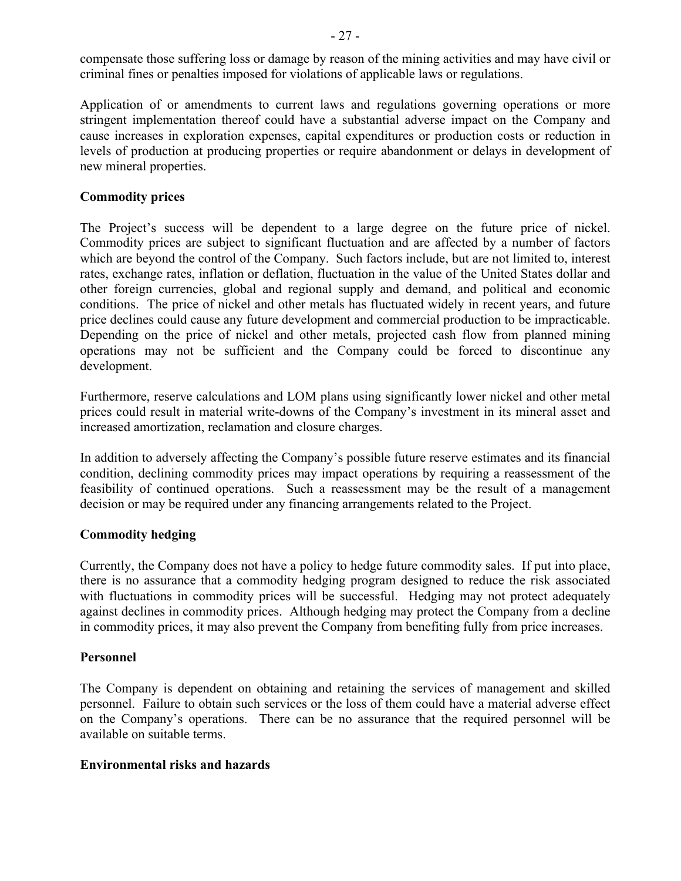compensate those suffering loss or damage by reason of the mining activities and may have civil or criminal fines or penalties imposed for violations of applicable laws or regulations.

Application of or amendments to current laws and regulations governing operations or more stringent implementation thereof could have a substantial adverse impact on the Company and cause increases in exploration expenses, capital expenditures or production costs or reduction in levels of production at producing properties or require abandonment or delays in development of new mineral properties.

**Commodity prices**

The Project's success will be dependent to a large degree on the future price of nickel. Commodity prices are subject to significant fluctuation and are affected by a number of factors which are beyond the control of the Company. Such factors include, but are not limited to, interest rates, exchange rates, inflation or deflation, fluctuation in the value of the United States dollar and other foreign currencies, global and regional supply and demand, and political and economic conditions. The price of nickel and other metals has fluctuated widely in recent years, and future price declines could cause any future development and commercial production to be impracticable. Depending on the price of nickel and other metals, projected cash flow from planned mining operations may not be sufficient and the Company could be forced to discontinue any development.

Furthermore, reserve calculations and LOM plans using significantly lower nickel and other metal prices could result in material write-downs of the Company's investment in its mineral asset and increased amortization, reclamation and closure charges.

In addition to adversely affecting the Company's possible future reserve estimates and its financial condition, declining commodity prices may impact operations by requiring a reassessment of the feasibility of continued operations. Such a reassessment may be the result of a management decision or may be required under any financing arrangements related to the Project.

**Commodity hedging**

Currently, the Company does not have a policy to hedge future commodity sales. If put into place, there is no assurance that a commodity hedging program designed to reduce the risk associated with fluctuations in commodity prices will be successful. Hedging may not protect adequately against declines in commodity prices. Although hedging may protect the Company from a decline in commodity prices, it may also prevent the Company from benefiting fully from price increases.

**Personnel**

The Company is dependent on obtaining and retaining the services of management and skilled personnel. Failure to obtain such services or the loss of them could have a material adverse effect on the Company's operations. There can be no assurance that the required personnel will be available on suitable terms.

**Environmental risks and hazards**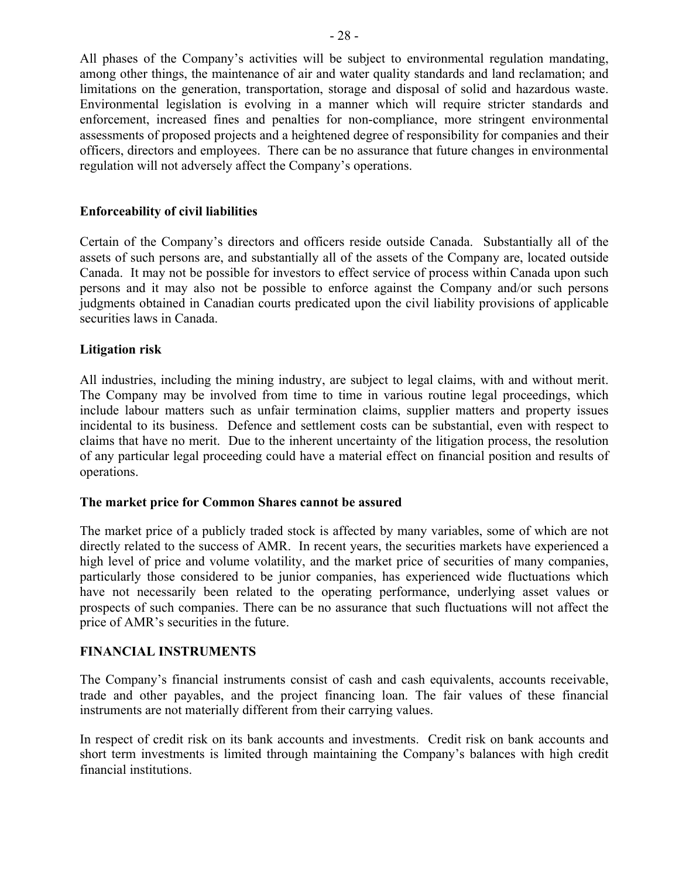All phases of the Company's activities will be subject to environmental regulation mandating, among other things, the maintenance of air and water quality standards and land reclamation; and limitations on the generation, transportation, storage and disposal of solid and hazardous waste. Environmental legislation is evolving in a manner which will require stricter standards and enforcement, increased fines and penalties for non-compliance, more stringent environmental assessments of proposed projects and a heightened degree of responsibility for companies and their officers, directors and employees. There can be no assurance that future changes in environmental regulation will not adversely affect the Company's operations.

**Enforceability of civil liabilities**

Certain of the Company's directors and officers reside outside Canada. Substantially all of the assets of such persons are, and substantially all of the assets of the Company are, located outside Canada. It may not be possible for investors to effect service of process within Canada upon such persons and it may also not be possible to enforce against the Company and/or such persons judgments obtained in Canadian courts predicated upon the civil liability provisions of applicable securities laws in Canada.

**Litigation risk**

All industries, including the mining industry, are subject to legal claims, with and without merit. The Company may be involved from time to time in various routine legal proceedings, which include labour matters such as unfair termination claims, supplier matters and property issues incidental to its business. Defence and settlement costs can be substantial, even with respect to claims that have no merit. Due to the inherent uncertainty of the litigation process, the resolution of any particular legal proceeding could have a material effect on financial position and results of operations.

**The market price for Common Shares cannot be assured**

The market price of a publicly traded stock is affected by many variables, some of which are not directly related to the success of AMR. In recent years, the securities markets have experienced a high level of price and volume volatility, and the market price of securities of many companies, particularly those considered to be junior companies, has experienced wide fluctuations which have not necessarily been related to the operating performance, underlying asset values or prospects of such companies. There can be no assurance that such fluctuations will not affect the price of AMR's securities in the future.

**FINANCIAL INSTRUMENTS**

The Company's financial instruments consist of cash and cash equivalents, accounts receivable, trade and other payables, and the project financing loan. The fair values of these financial instruments are not materially different from their carrying values.

In respect of credit risk on its bank accounts and investments. Credit risk on bank accounts and short term investments is limited through maintaining the Company's balances with high credit financial institutions.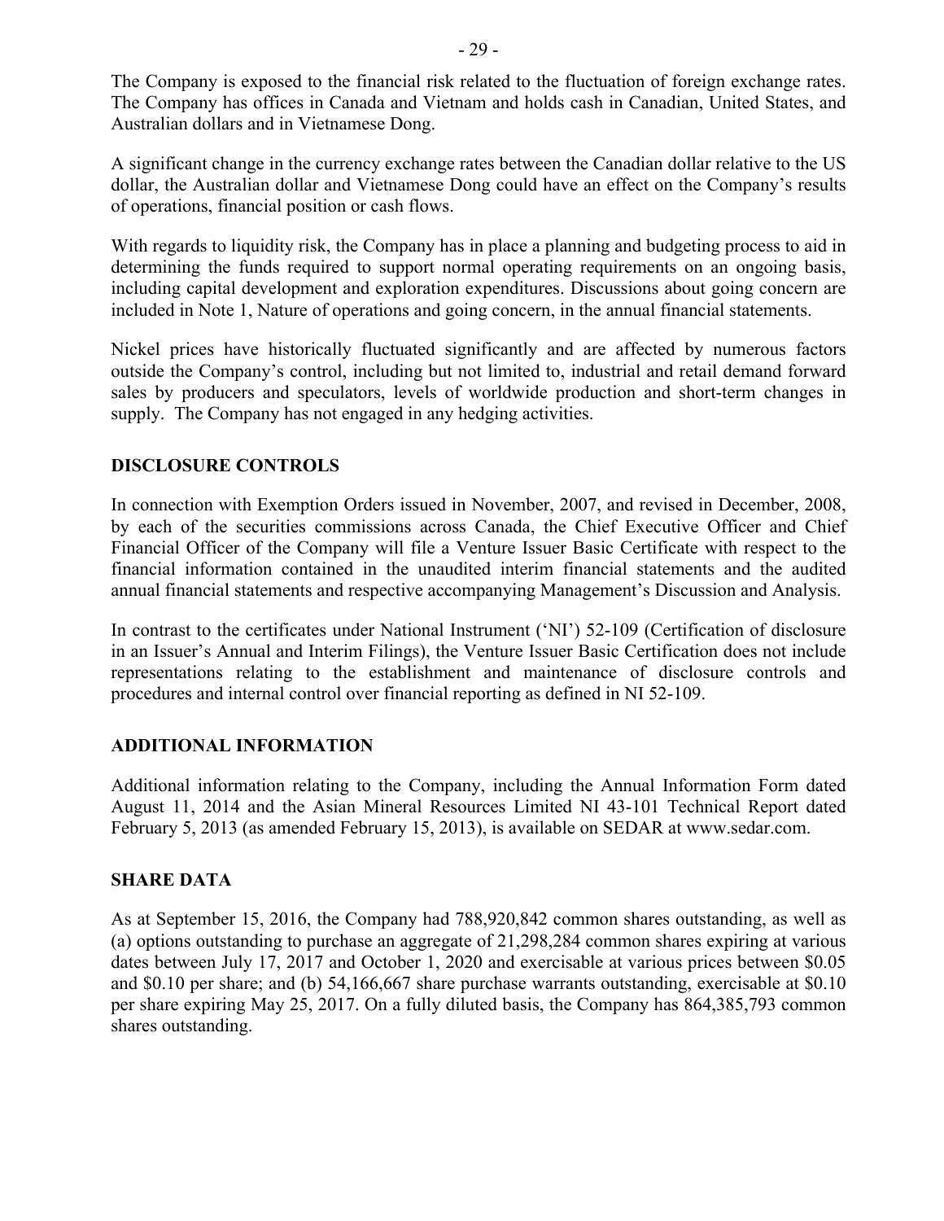The Company is exposed to the financial risk related to the fluctuation of foreign exchange rates. The Company has offices in Canada and Vietnam and holds cash in Canadian, United States, and Australian dollars and in Vietnamese Dong.

A significant change in the currency exchange rates between the Canadian dollar relative to the US dollar, the Australian dollar and Vietnamese Dong could have an effect on the Company's results of operations, financial position or cash flows.

With regards to liquidity risk, the Company has in place a planning and budgeting process to aid in determining the funds required to support normal operating requirements on an ongoing basis, including capital development and exploration expenditures. Discussions about going concern are included in Note 1, Nature of operations and going concern, in the annual financial statements.

Nickel prices have historically fluctuated significantly and are affected by numerous factors outside the Company's control, including but not limited to, industrial and retail demand forward sales by producers and speculators, levels of worldwide production and short-term changes in supply. The Company has not engaged in any hedging activities.

## DISCLOSURE CONTROLS

In connection with Exemption Orders issued in November, 2007, and revised in December, 2008, by each of the securities commissions across Canada, the Chief Executive Officer and Chief Financial Officer of the Company will file a Venture Issuer Basic Certificate with respect to the financial information contained in the unaudited interim financial statements and the audited annual financial statements and respective accompanying Management's Discussion and Analysis.

In contrast to the certificates under National Instrument ('NI') 52-109 (Certification of disclosure in an Issuer's Annual and Interim Filings), the Venture Issuer Basic Certification does not include representations relating to the establishment and maintenance of disclosure controls and procedures and internal control over financial reporting as defined in NI 52-109.

## ADDITIONAL INFORMATION

Additional information relating to the Company, including the Annual Information Form dated August 11, 2014 and the Asian Mineral Resources Limited NI 43-101 Technical Report dated February 5, 2013 (as amended February 15, 2013), is available on SEDAR at www.sedar.com.

## SHARE DATA

As at September 15, 2016, the Company had 788,920,842 common shares outstanding, as well as (a) options outstanding to purchase an aggregate of 21,298,284 common shares expiring at various dates between July 17, 2017 and October 1, 2020 and exercisable at various prices between $0.05 and $0.10 per share; and (b) 54,166,667 share purchase warrants outstanding, exercisable at $0.10 per share expiring May 25, 2017. On a fully diluted basis, the Company has 864,385,793 common shares outstanding.